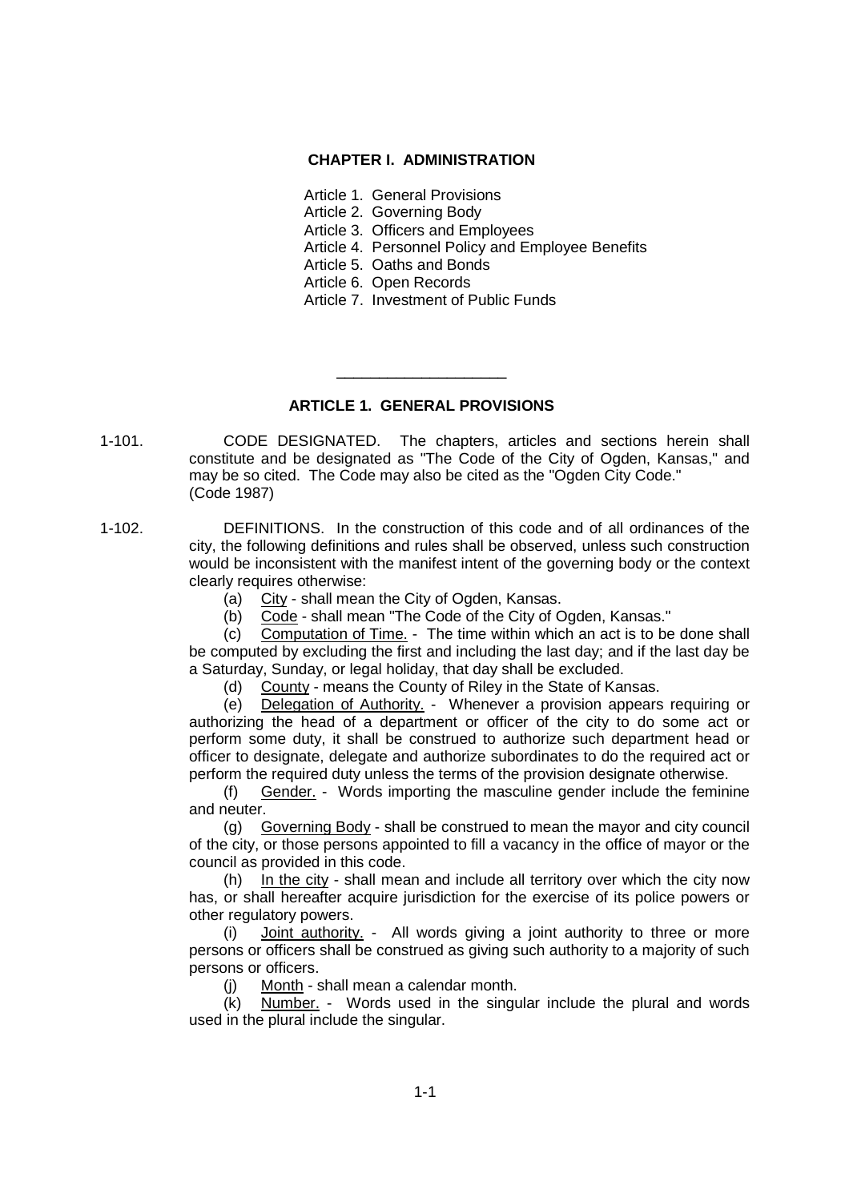# CHAPTER I. ADMINISTRATION

Article 1. General Provisions
Article 2. Governing Body
Article 3. Officers and Employees
Article 4. Personnel Policy and Employee Benefits
Article 5. Oaths and Bonds
Article 6. Open Records
Article 7. Investment of Public Funds

---

## ARTICLE 1. GENERAL PROVISIONS

1-101. CODE DESIGNATED. The chapters, articles and sections herein shall constitute and be designated as "The Code of the City of Ogden, Kansas," and may be so cited. The Code may also be cited as the "Ogden City Code." (Code 1987)

1-102. DEFINITIONS. In the construction of this code and of all ordinances of the city, the following definitions and rules shall be observed, unless such construction would be inconsistent with the manifest intent of the governing body or the context clearly requires otherwise:

(a) City - shall mean the City of Ogden, Kansas.

(b) Code - shall mean "The Code of the City of Ogden, Kansas."

(c) Computation of Time. - The time within which an act is to be done shall be computed by excluding the first and including the last day; and if the last day be a Saturday, Sunday, or legal holiday, that day shall be excluded.

(d) County - means the County of Riley in the State of Kansas.

(e) Delegation of Authority. - Whenever a provision appears requiring or authorizing the head of a department or officer of the city to do some act or perform some duty, it shall be construed to authorize such department head or officer to designate, delegate and authorize subordinates to do the required act or perform the required duty unless the terms of the provision designate otherwise.

(f) Gender. - Words importing the masculine gender include the feminine and neuter.

(g) Governing Body - shall be construed to mean the mayor and city council of the city, or those persons appointed to fill a vacancy in the office of mayor or the council as provided in this code.

(h) In the city - shall mean and include all territory over which the city now has, or shall hereafter acquire jurisdiction for the exercise of its police powers or other regulatory powers.

(i) Joint authority. - All words giving a joint authority to three or more persons or officers shall be construed as giving such authority to a majority of such persons or officers.

(j) Month - shall mean a calendar month.

(k) Number. - Words used in the singular include the plural and words used in the plural include the singular.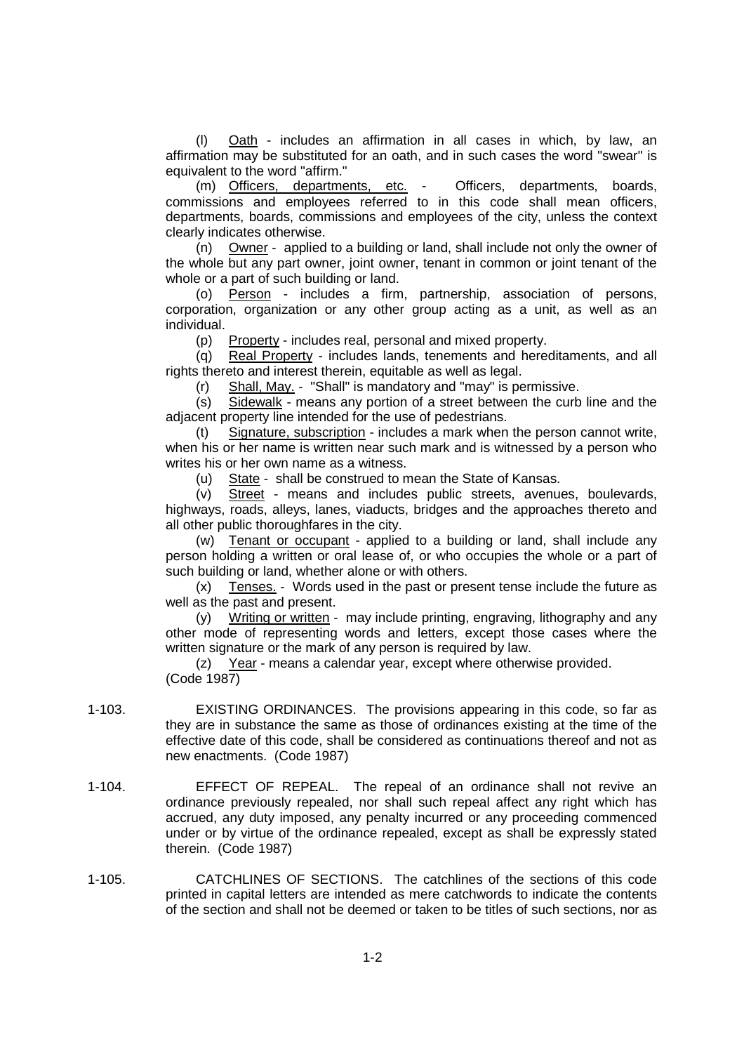(l) Oath - includes an affirmation in all cases in which, by law, an affirmation may be substituted for an oath, and in such cases the word "swear" is equivalent to the word "affirm."

(m) Officers, departments, etc. - Officers, departments, boards, commissions and employees referred to in this code shall mean officers, departments, boards, commissions and employees of the city, unless the context clearly indicates otherwise.

(n) Owner - applied to a building or land, shall include not only the owner of the whole but any part owner, joint owner, tenant in common or joint tenant of the whole or a part of such building or land.

(o) Person - includes a firm, partnership, association of persons, corporation, organization or any other group acting as a unit, as well as an individual.

(p) Property - includes real, personal and mixed property.

(q) Real Property - includes lands, tenements and hereditaments, and all rights thereto and interest therein, equitable as well as legal.

(r) Shall, May. - "Shall" is mandatory and "may" is permissive.

(s) Sidewalk - means any portion of a street between the curb line and the adjacent property line intended for the use of pedestrians.

(t) Signature, subscription - includes a mark when the person cannot write, when his or her name is written near such mark and is witnessed by a person who writes his or her own name as a witness.

(u) State - shall be construed to mean the State of Kansas.

(v) Street - means and includes public streets, avenues, boulevards, highways, roads, alleys, lanes, viaducts, bridges and the approaches thereto and all other public thoroughfares in the city.

(w) Tenant or occupant - applied to a building or land, shall include any person holding a written or oral lease of, or who occupies the whole or a part of such building or land, whether alone or with others.

(x) Tenses. - Words used in the past or present tense include the future as well as the past and present.

(y) Writing or written - may include printing, engraving, lithography and any other mode of representing words and letters, except those cases where the written signature or the mark of any person is required by law.

(z) Year - means a calendar year, except where otherwise provided.

(Code 1987)

1-103. EXISTING ORDINANCES. The provisions appearing in this code, so far as they are in substance the same as those of ordinances existing at the time of the effective date of this code, shall be considered as continuations thereof and not as new enactments. (Code 1987)

1-104. EFFECT OF REPEAL. The repeal of an ordinance shall not revive an ordinance previously repealed, nor shall such repeal affect any right which has accrued, any duty imposed, any penalty incurred or any proceeding commenced under or by virtue of the ordinance repealed, except as shall be expressly stated therein. (Code 1987)

1-105. CATCHLINES OF SECTIONS. The catchlines of the sections of this code printed in capital letters are intended as mere catchwords to indicate the contents of the section and shall not be deemed or taken to be titles of such sections, nor as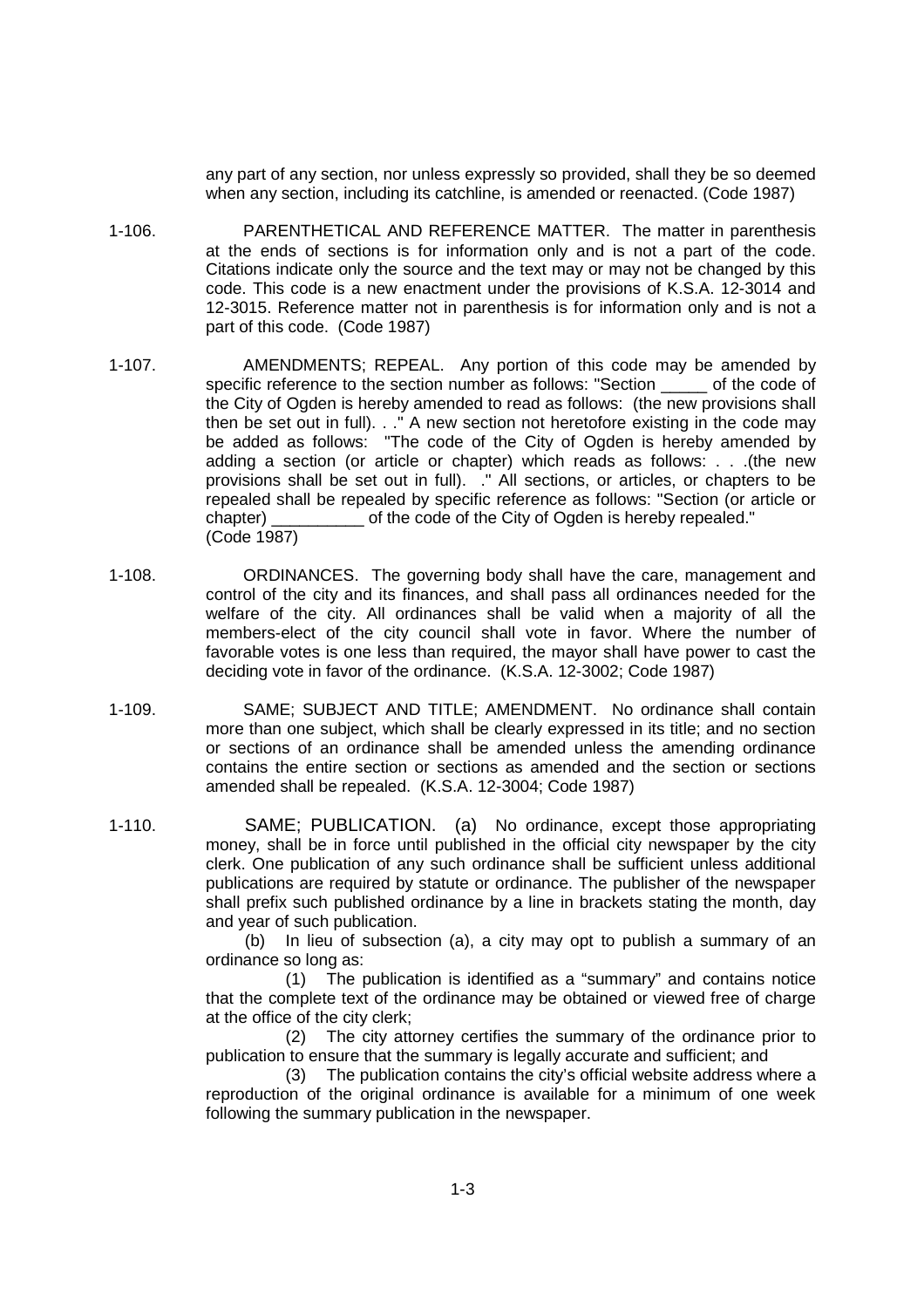any part of any section, nor unless expressly so provided, shall they be so deemed when any section, including its catchline, is amended or reenacted. (Code 1987)

1-106. PARENTHETICAL AND REFERENCE MATTER. The matter in parenthesis at the ends of sections is for information only and is not a part of the code. Citations indicate only the source and the text may or may not be changed by this code. This code is a new enactment under the provisions of K.S.A. 12-3014 and 12-3015. Reference matter not in parenthesis is for information only and is not a part of this code. (Code 1987)

1-107. AMENDMENTS; REPEAL. Any portion of this code may be amended by specific reference to the section number as follows: "Section _____ of the code of the City of Ogden is hereby amended to read as follows: (the new provisions shall then be set out in full). . ." A new section not heretofore existing in the code may be added as follows: "The code of the City of Ogden is hereby amended by adding a section (or article or chapter) which reads as follows: . . .(the new provisions shall be set out in full). ." All sections, or articles, or chapters to be repealed shall be repealed by specific reference as follows: "Section (or article or chapter) __________ of the code of the City of Ogden is hereby repealed." (Code 1987)

1-108. ORDINANCES. The governing body shall have the care, management and control of the city and its finances, and shall pass all ordinances needed for the welfare of the city. All ordinances shall be valid when a majority of all the members-elect of the city council shall vote in favor. Where the number of favorable votes is one less than required, the mayor shall have power to cast the deciding vote in favor of the ordinance. (K.S.A. 12-3002; Code 1987)

1-109. SAME; SUBJECT AND TITLE; AMENDMENT. No ordinance shall contain more than one subject, which shall be clearly expressed in its title; and no section or sections of an ordinance shall be amended unless the amending ordinance contains the entire section or sections as amended and the section or sections amended shall be repealed. (K.S.A. 12-3004; Code 1987)

1-110. SAME; PUBLICATION. (a) No ordinance, except those appropriating money, shall be in force until published in the official city newspaper by the city clerk. One publication of any such ordinance shall be sufficient unless additional publications are required by statute or ordinance. The publisher of the newspaper shall prefix such published ordinance by a line in brackets stating the month, day and year of such publication.

(b) In lieu of subsection (a), a city may opt to publish a summary of an ordinance so long as:

(1) The publication is identified as a "summary" and contains notice that the complete text of the ordinance may be obtained or viewed free of charge at the office of the city clerk;

(2) The city attorney certifies the summary of the ordinance prior to publication to ensure that the summary is legally accurate and sufficient; and

(3) The publication contains the city's official website address where a reproduction of the original ordinance is available for a minimum of one week following the summary publication in the newspaper.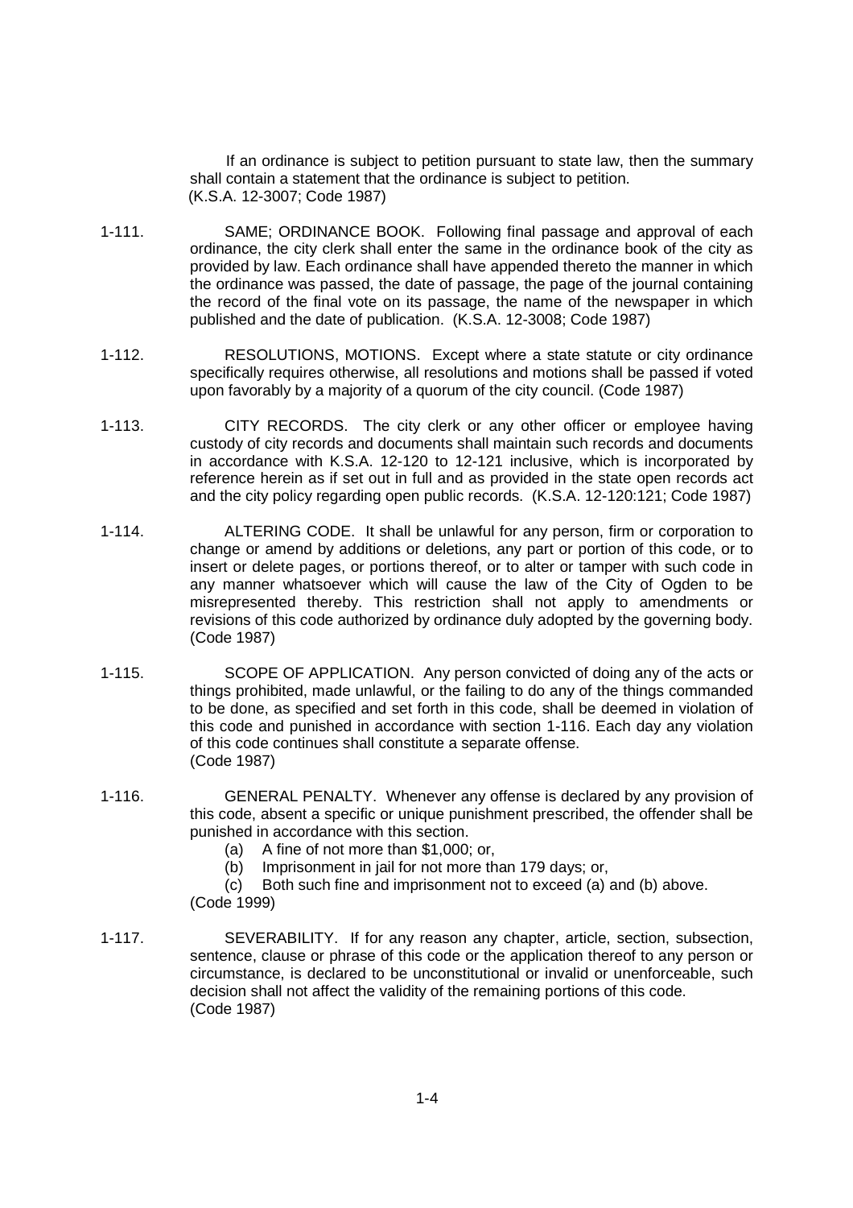If an ordinance is subject to petition pursuant to state law, then the summary shall contain a statement that the ordinance is subject to petition.
(K.S.A. 12-3007; Code 1987)

1-111. SAME; ORDINANCE BOOK. Following final passage and approval of each ordinance, the city clerk shall enter the same in the ordinance book of the city as provided by law. Each ordinance shall have appended thereto the manner in which the ordinance was passed, the date of passage, the page of the journal containing the record of the final vote on its passage, the name of the newspaper in which published and the date of publication. (K.S.A. 12-3008; Code 1987)

1-112. RESOLUTIONS, MOTIONS. Except where a state statute or city ordinance specifically requires otherwise, all resolutions and motions shall be passed if voted upon favorably by a majority of a quorum of the city council. (Code 1987)

1-113. CITY RECORDS. The city clerk or any other officer or employee having custody of city records and documents shall maintain such records and documents in accordance with K.S.A. 12-120 to 12-121 inclusive, which is incorporated by reference herein as if set out in full and as provided in the state open records act and the city policy regarding open public records. (K.S.A. 12-120:121; Code 1987)

1-114. ALTERING CODE. It shall be unlawful for any person, firm or corporation to change or amend by additions or deletions, any part or portion of this code, or to insert or delete pages, or portions thereof, or to alter or tamper with such code in any manner whatsoever which will cause the law of the City of Ogden to be misrepresented thereby. This restriction shall not apply to amendments or revisions of this code authorized by ordinance duly adopted by the governing body. (Code 1987)

1-115. SCOPE OF APPLICATION. Any person convicted of doing any of the acts or things prohibited, made unlawful, or the failing to do any of the things commanded to be done, as specified and set forth in this code, shall be deemed in violation of this code and punished in accordance with section 1-116. Each day any violation of this code continues shall constitute a separate offense.
(Code 1987)

1-116. GENERAL PENALTY. Whenever any offense is declared by any provision of this code, absent a specific or unique punishment prescribed, the offender shall be punished in accordance with this section.

(a) A fine of not more than $1,000; or,
(b) Imprisonment in jail for not more than 179 days; or,
(c) Both such fine and imprisonment not to exceed (a) and (b) above.

(Code 1999)

1-117. SEVERABILITY. If for any reason any chapter, article, section, subsection, sentence, clause or phrase of this code or the application thereof to any person or circumstance, is declared to be unconstitutional or invalid or unenforceable, such decision shall not affect the validity of the remaining portions of this code.
(Code 1987)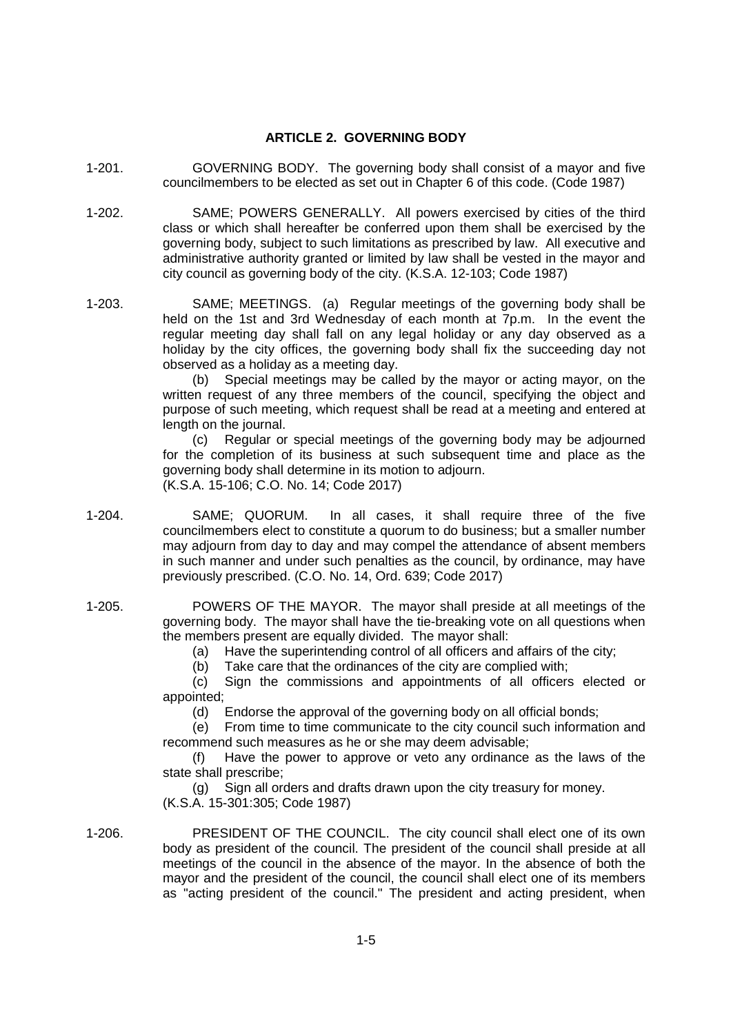## ARTICLE 2. GOVERNING BODY

1-201. GOVERNING BODY. The governing body shall consist of a mayor and five councilmembers to be elected as set out in Chapter 6 of this code. (Code 1987)

1-202. SAME; POWERS GENERALLY. All powers exercised by cities of the third class or which shall hereafter be conferred upon them shall be exercised by the governing body, subject to such limitations as prescribed by law. All executive and administrative authority granted or limited by law shall be vested in the mayor and city council as governing body of the city. (K.S.A. 12-103; Code 1987)

1-203. SAME; MEETINGS. (a) Regular meetings of the governing body shall be held on the 1st and 3rd Wednesday of each month at 7p.m. In the event the regular meeting day shall fall on any legal holiday or any day observed as a holiday by the city offices, the governing body shall fix the succeeding day not observed as a holiday as a meeting day.

(b) Special meetings may be called by the mayor or acting mayor, on the written request of any three members of the council, specifying the object and purpose of such meeting, which request shall be read at a meeting and entered at length on the journal.

(c) Regular or special meetings of the governing body may be adjourned for the completion of its business at such subsequent time and place as the governing body shall determine in its motion to adjourn.
(K.S.A. 15-106; C.O. No. 14; Code 2017)

1-204. SAME; QUORUM. In all cases, it shall require three of the five councilmembers elect to constitute a quorum to do business; but a smaller number may adjourn from day to day and may compel the attendance of absent members in such manner and under such penalties as the council, by ordinance, may have previously prescribed. (C.O. No. 14, Ord. 639; Code 2017)

1-205. POWERS OF THE MAYOR. The mayor shall preside at all meetings of the governing body. The mayor shall have the tie-breaking vote on all questions when the members present are equally divided. The mayor shall:

(a) Have the superintending control of all officers and affairs of the city;

(b) Take care that the ordinances of the city are complied with;

(c) Sign the commissions and appointments of all officers elected or appointed;

(d) Endorse the approval of the governing body on all official bonds;

(e) From time to time communicate to the city council such information and recommend such measures as he or she may deem advisable;

(f) Have the power to approve or veto any ordinance as the laws of the state shall prescribe;

(g) Sign all orders and drafts drawn upon the city treasury for money.
(K.S.A. 15-301:305; Code 1987)

1-206. PRESIDENT OF THE COUNCIL. The city council shall elect one of its own body as president of the council. The president of the council shall preside at all meetings of the council in the absence of the mayor. In the absence of both the mayor and the president of the council, the council shall elect one of its members as "acting president of the council." The president and acting president, when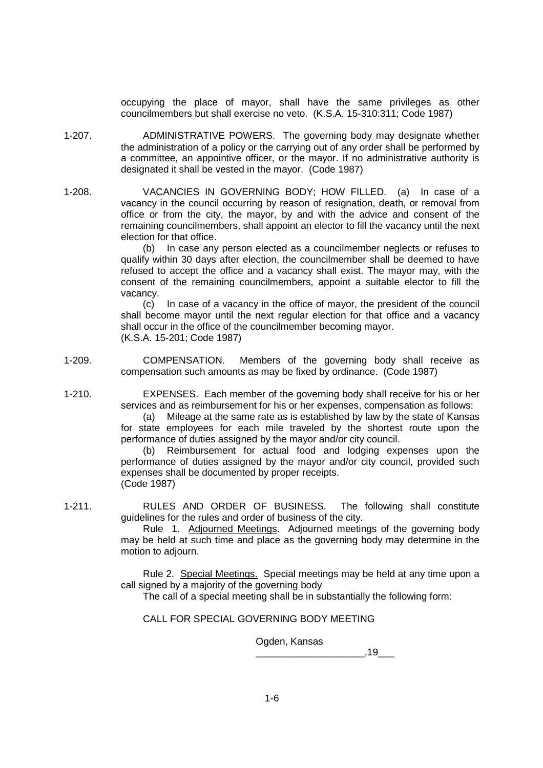occupying the place of mayor, shall have the same privileges as other councilmembers but shall exercise no veto. (K.S.A. 15-310:311; Code 1987)

1-207. ADMINISTRATIVE POWERS. The governing body may designate whether the administration of a policy or the carrying out of any order shall be performed by a committee, an appointive officer, or the mayor. If no administrative authority is designated it shall be vested in the mayor. (Code 1987)

1-208. VACANCIES IN GOVERNING BODY; HOW FILLED. (a) In case of a vacancy in the council occurring by reason of resignation, death, or removal from office or from the city, the mayor, by and with the advice and consent of the remaining councilmembers, shall appoint an elector to fill the vacancy until the next election for that office.

(b) In case any person elected as a councilmember neglects or refuses to qualify within 30 days after election, the councilmember shall be deemed to have refused to accept the office and a vacancy shall exist. The mayor may, with the consent of the remaining councilmembers, appoint a suitable elector to fill the vacancy.

(c) In case of a vacancy in the office of mayor, the president of the council shall become mayor until the next regular election for that office and a vacancy shall occur in the office of the councilmember becoming mayor.
(K.S.A. 15-201; Code 1987)

1-209. COMPENSATION. Members of the governing body shall receive as compensation such amounts as may be fixed by ordinance. (Code 1987)

1-210. EXPENSES. Each member of the governing body shall receive for his or her services and as reimbursement for his or her expenses, compensation as follows:

(a) Mileage at the same rate as is established by law by the state of Kansas for state employees for each mile traveled by the shortest route upon the performance of duties assigned by the mayor and/or city council.

(b) Reimbursement for actual food and lodging expenses upon the performance of duties assigned by the mayor and/or city council, provided such expenses shall be documented by proper receipts.
(Code 1987)

1-211. RULES AND ORDER OF BUSINESS. The following shall constitute guidelines for the rules and order of business of the city.

Rule 1. Adjourned Meetings. Adjourned meetings of the governing body may be held at such time and place as the governing body may determine in the motion to adjourn.

Rule 2. Special Meetings. Special meetings may be held at any time upon a call signed by a majority of the governing body

The call of a special meeting shall be in substantially the following form:

CALL FOR SPECIAL GOVERNING BODY MEETING

Ogden, Kansas
____________________,19___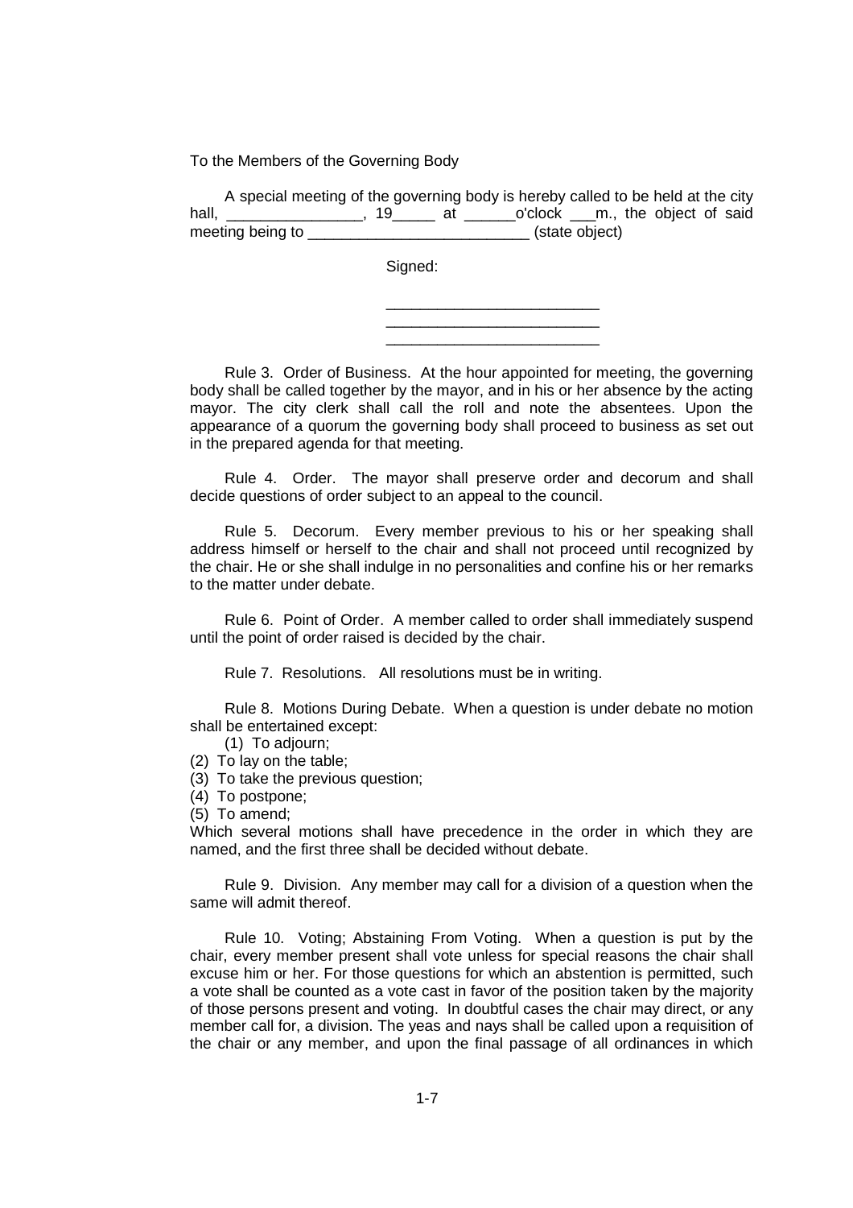To the Members of the Governing Body

A special meeting of the governing body is hereby called to be held at the city hall, ________________, 19_____ at ______o'clock ___m., the object of said meeting being to __________________________ (state object)

Signed:

_________________________
_________________________
_________________________

Rule 3. Order of Business. At the hour appointed for meeting, the governing body shall be called together by the mayor, and in his or her absence by the acting mayor. The city clerk shall call the roll and note the absentees. Upon the appearance of a quorum the governing body shall proceed to business as set out in the prepared agenda for that meeting.

Rule 4. Order. The mayor shall preserve order and decorum and shall decide questions of order subject to an appeal to the council.

Rule 5. Decorum. Every member previous to his or her speaking shall address himself or herself to the chair and shall not proceed until recognized by the chair. He or she shall indulge in no personalities and confine his or her remarks to the matter under debate.

Rule 6. Point of Order. A member called to order shall immediately suspend until the point of order raised is decided by the chair.

Rule 7. Resolutions. All resolutions must be in writing.

Rule 8. Motions During Debate. When a question is under debate no motion shall be entertained except:

(1) To adjourn;
(2) To lay on the table;
(3) To take the previous question;
(4) To postpone;
(5) To amend;

Which several motions shall have precedence in the order in which they are named, and the first three shall be decided without debate.

Rule 9. Division. Any member may call for a division of a question when the same will admit thereof.

Rule 10. Voting; Abstaining From Voting. When a question is put by the chair, every member present shall vote unless for special reasons the chair shall excuse him or her. For those questions for which an abstention is permitted, such a vote shall be counted as a vote cast in favor of the position taken by the majority of those persons present and voting. In doubtful cases the chair may direct, or any member call for, a division. The yeas and nays shall be called upon a requisition of the chair or any member, and upon the final passage of all ordinances in which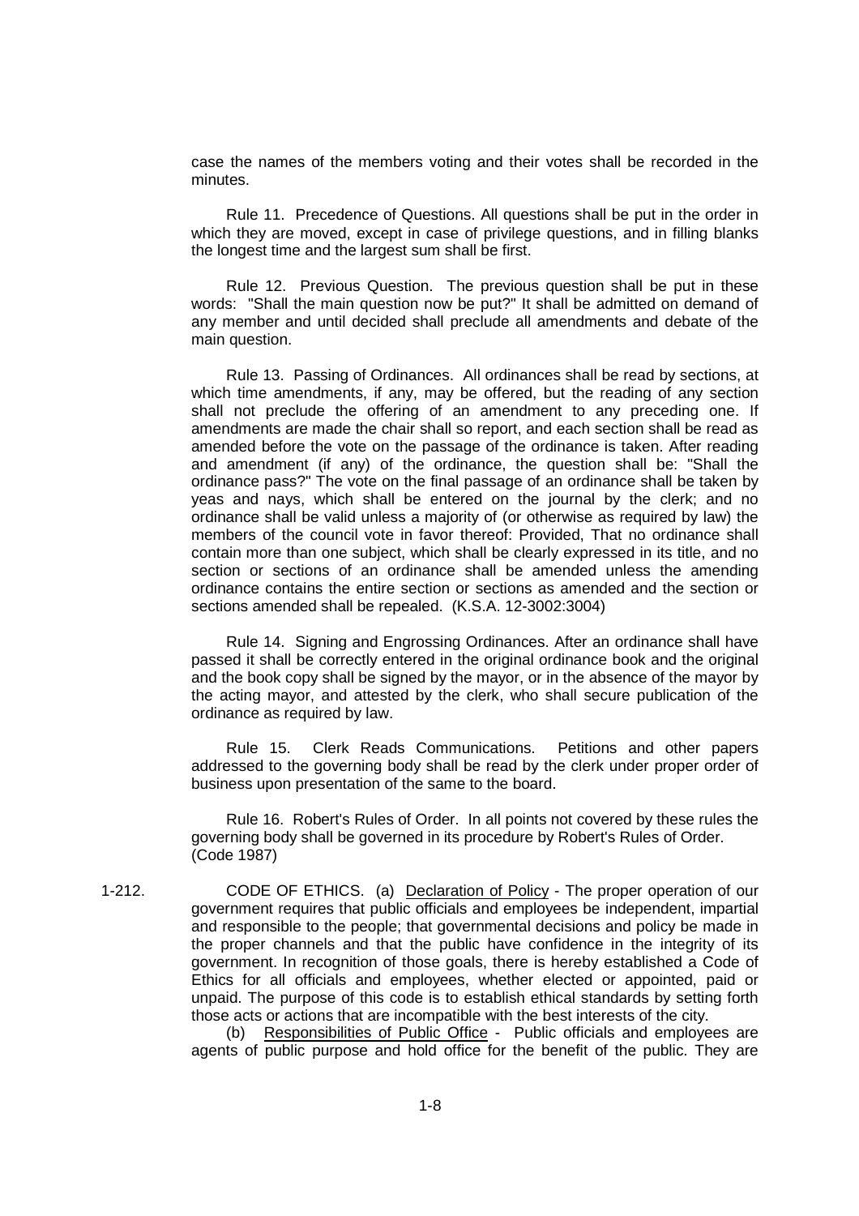case the names of the members voting and their votes shall be recorded in the minutes.

Rule 11. Precedence of Questions. All questions shall be put in the order in which they are moved, except in case of privilege questions, and in filling blanks the longest time and the largest sum shall be first.

Rule 12. Previous Question. The previous question shall be put in these words: "Shall the main question now be put?" It shall be admitted on demand of any member and until decided shall preclude all amendments and debate of the main question.

Rule 13. Passing of Ordinances. All ordinances shall be read by sections, at which time amendments, if any, may be offered, but the reading of any section shall not preclude the offering of an amendment to any preceding one. If amendments are made the chair shall so report, and each section shall be read as amended before the vote on the passage of the ordinance is taken. After reading and amendment (if any) of the ordinance, the question shall be: "Shall the ordinance pass?" The vote on the final passage of an ordinance shall be taken by yeas and nays, which shall be entered on the journal by the clerk; and no ordinance shall be valid unless a majority of (or otherwise as required by law) the members of the council vote in favor thereof: Provided, That no ordinance shall contain more than one subject, which shall be clearly expressed in its title, and no section or sections of an ordinance shall be amended unless the amending ordinance contains the entire section or sections as amended and the section or sections amended shall be repealed. (K.S.A. 12-3002:3004)

Rule 14. Signing and Engrossing Ordinances. After an ordinance shall have passed it shall be correctly entered in the original ordinance book and the original and the book copy shall be signed by the mayor, or in the absence of the mayor by the acting mayor, and attested by the clerk, who shall secure publication of the ordinance as required by law.

Rule 15. Clerk Reads Communications. Petitions and other papers addressed to the governing body shall be read by the clerk under proper order of business upon presentation of the same to the board.

Rule 16. Robert's Rules of Order. In all points not covered by these rules the governing body shall be governed in its procedure by Robert's Rules of Order. (Code 1987)

1-212. CODE OF ETHICS. (a) Declaration of Policy - The proper operation of our government requires that public officials and employees be independent, impartial and responsible to the people; that governmental decisions and policy be made in the proper channels and that the public have confidence in the integrity of its government. In recognition of those goals, there is hereby established a Code of Ethics for all officials and employees, whether elected or appointed, paid or unpaid. The purpose of this code is to establish ethical standards by setting forth those acts or actions that are incompatible with the best interests of the city.

(b) Responsibilities of Public Office - Public officials and employees are agents of public purpose and hold office for the benefit of the public. They are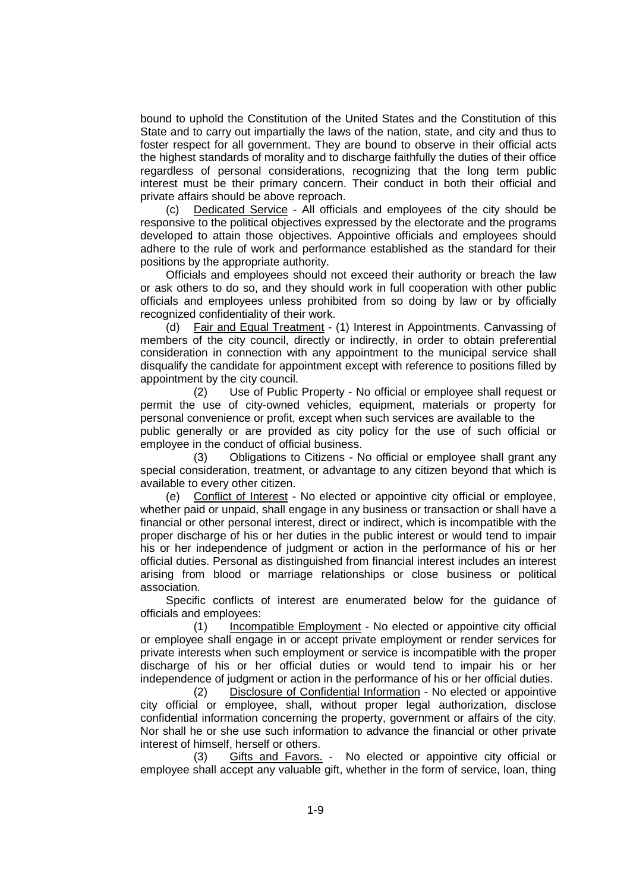bound to uphold the Constitution of the United States and the Constitution of this State and to carry out impartially the laws of the nation, state, and city and thus to foster respect for all government. They are bound to observe in their official acts the highest standards of morality and to discharge faithfully the duties of their office regardless of personal considerations, recognizing that the long term public interest must be their primary concern. Their conduct in both their official and private affairs should be above reproach.

(c) Dedicated Service - All officials and employees of the city should be responsive to the political objectives expressed by the electorate and the programs developed to attain those objectives. Appointive officials and employees should adhere to the rule of work and performance established as the standard for their positions by the appropriate authority.

Officials and employees should not exceed their authority or breach the law or ask others to do so, and they should work in full cooperation with other public officials and employees unless prohibited from so doing by law or by officially recognized confidentiality of their work.

(d) Fair and Equal Treatment - (1) Interest in Appointments. Canvassing of members of the city council, directly or indirectly, in order to obtain preferential consideration in connection with any appointment to the municipal service shall disqualify the candidate for appointment except with reference to positions filled by appointment by the city council.

(2) Use of Public Property - No official or employee shall request or permit the use of city-owned vehicles, equipment, materials or property for personal convenience or profit, except when such services are available to the public generally or are provided as city policy for the use of such official or employee in the conduct of official business.

(3) Obligations to Citizens - No official or employee shall grant any special consideration, treatment, or advantage to any citizen beyond that which is available to every other citizen.

(e) Conflict of Interest - No elected or appointive city official or employee, whether paid or unpaid, shall engage in any business or transaction or shall have a financial or other personal interest, direct or indirect, which is incompatible with the proper discharge of his or her duties in the public interest or would tend to impair his or her independence of judgment or action in the performance of his or her official duties. Personal as distinguished from financial interest includes an interest arising from blood or marriage relationships or close business or political association.

Specific conflicts of interest are enumerated below for the guidance of officials and employees:

(1) Incompatible Employment - No elected or appointive city official or employee shall engage in or accept private employment or render services for private interests when such employment or service is incompatible with the proper discharge of his or her official duties or would tend to impair his or her independence of judgment or action in the performance of his or her official duties.

(2) Disclosure of Confidential Information - No elected or appointive city official or employee, shall, without proper legal authorization, disclose confidential information concerning the property, government or affairs of the city. Nor shall he or she use such information to advance the financial or other private interest of himself, herself or others.

(3) Gifts and Favors. - No elected or appointive city official or employee shall accept any valuable gift, whether in the form of service, loan, thing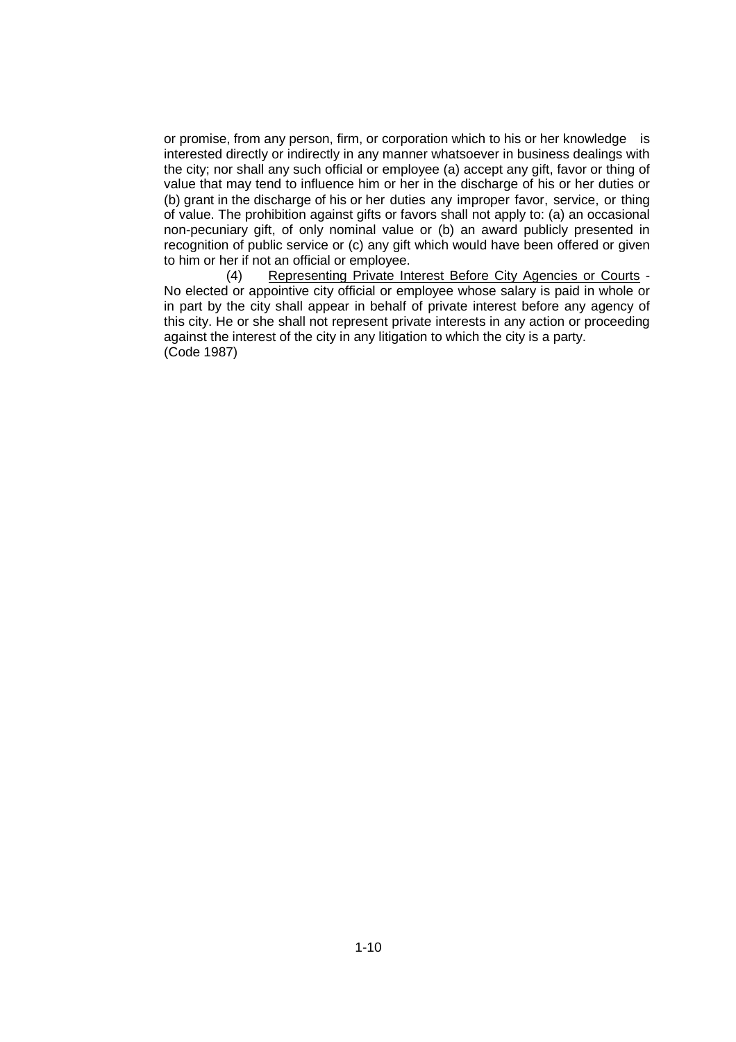or promise, from any person, firm, or corporation which to his or her knowledge is interested directly or indirectly in any manner whatsoever in business dealings with the city; nor shall any such official or employee (a) accept any gift, favor or thing of value that may tend to influence him or her in the discharge of his or her duties or (b) grant in the discharge of his or her duties any improper favor, service, or thing of value. The prohibition against gifts or favors shall not apply to: (a) an occasional non-pecuniary gift, of only nominal value or (b) an award publicly presented in recognition of public service or (c) any gift which would have been offered or given to him or her if not an official or employee.

(4) Representing Private Interest Before City Agencies or Courts - No elected or appointive city official or employee whose salary is paid in whole or in part by the city shall appear in behalf of private interest before any agency of this city. He or she shall not represent private interests in any action or proceeding against the interest of the city in any litigation to which the city is a party.
(Code 1987)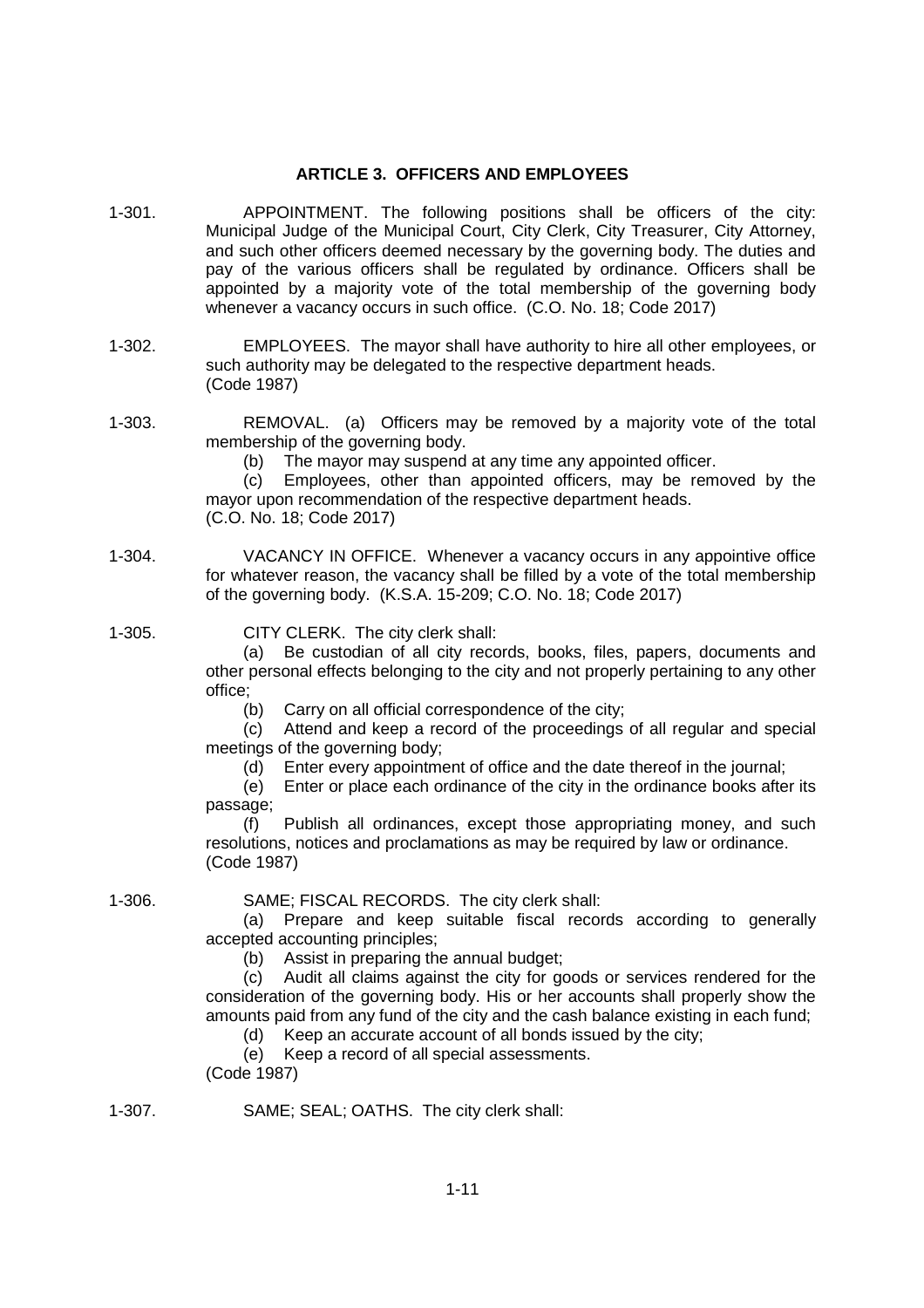## ARTICLE 3. OFFICERS AND EMPLOYEES

1-301. APPOINTMENT. The following positions shall be officers of the city: Municipal Judge of the Municipal Court, City Clerk, City Treasurer, City Attorney, and such other officers deemed necessary by the governing body. The duties and pay of the various officers shall be regulated by ordinance. Officers shall be appointed by a majority vote of the total membership of the governing body whenever a vacancy occurs in such office. (C.O. No. 18; Code 2017)

1-302. EMPLOYEES. The mayor shall have authority to hire all other employees, or such authority may be delegated to the respective department heads. (Code 1987)

1-303. REMOVAL. (a) Officers may be removed by a majority vote of the total membership of the governing body.

(b) The mayor may suspend at any time any appointed officer.

(c) Employees, other than appointed officers, may be removed by the mayor upon recommendation of the respective department heads. (C.O. No. 18; Code 2017)

1-304. VACANCY IN OFFICE. Whenever a vacancy occurs in any appointive office for whatever reason, the vacancy shall be filled by a vote of the total membership of the governing body. (K.S.A. 15-209; C.O. No. 18; Code 2017)

1-305. CITY CLERK. The city clerk shall:

(a) Be custodian of all city records, books, files, papers, documents and other personal effects belonging to the city and not properly pertaining to any other office;

(b) Carry on all official correspondence of the city;

(c) Attend and keep a record of the proceedings of all regular and special meetings of the governing body;

(d) Enter every appointment of office and the date thereof in the journal;

(e) Enter or place each ordinance of the city in the ordinance books after its passage;

(f) Publish all ordinances, except those appropriating money, and such resolutions, notices and proclamations as may be required by law or ordinance. (Code 1987)

1-306. SAME; FISCAL RECORDS. The city clerk shall:

(a) Prepare and keep suitable fiscal records according to generally accepted accounting principles;

(b) Assist in preparing the annual budget;

(c) Audit all claims against the city for goods or services rendered for the consideration of the governing body. His or her accounts shall properly show the amounts paid from any fund of the city and the cash balance existing in each fund;

(d) Keep an accurate account of all bonds issued by the city;

(e) Keep a record of all special assessments.

(Code 1987)

1-307. SAME; SEAL; OATHS. The city clerk shall: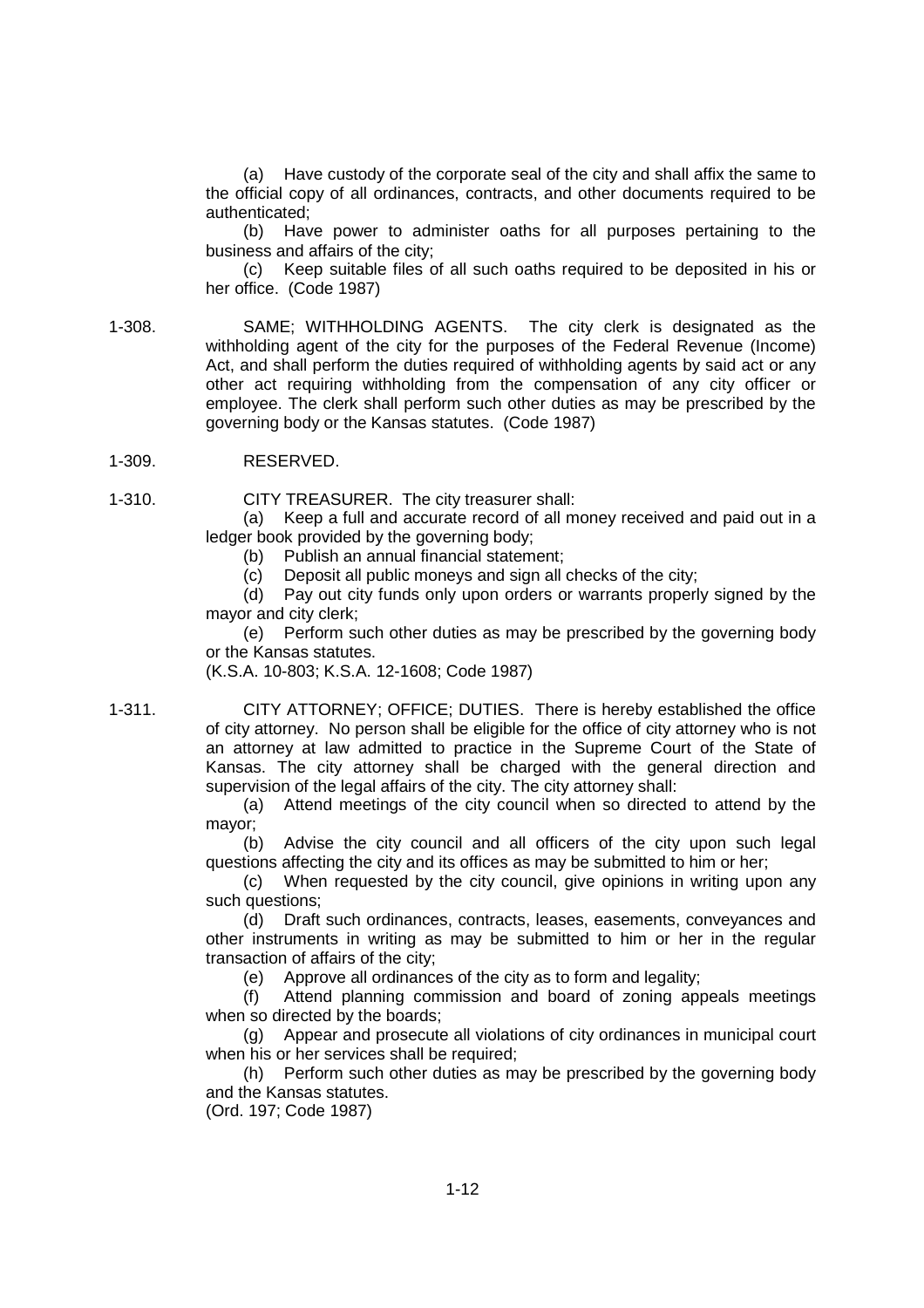(a) Have custody of the corporate seal of the city and shall affix the same to the official copy of all ordinances, contracts, and other documents required to be authenticated;

(b) Have power to administer oaths for all purposes pertaining to the business and affairs of the city;

(c) Keep suitable files of all such oaths required to be deposited in his or her office. (Code 1987)

1-308. SAME; WITHHOLDING AGENTS. The city clerk is designated as the withholding agent of the city for the purposes of the Federal Revenue (Income) Act, and shall perform the duties required of withholding agents by said act or any other act requiring withholding from the compensation of any city officer or employee. The clerk shall perform such other duties as may be prescribed by the governing body or the Kansas statutes. (Code 1987)

1-309. RESERVED.

1-310. CITY TREASURER. The city treasurer shall:

(a) Keep a full and accurate record of all money received and paid out in a ledger book provided by the governing body;

(b) Publish an annual financial statement;

(c) Deposit all public moneys and sign all checks of the city;

(d) Pay out city funds only upon orders or warrants properly signed by the mayor and city clerk;

(e) Perform such other duties as may be prescribed by the governing body or the Kansas statutes.

(K.S.A. 10-803; K.S.A. 12-1608; Code 1987)

1-311. CITY ATTORNEY; OFFICE; DUTIES. There is hereby established the office of city attorney. No person shall be eligible for the office of city attorney who is not an attorney at law admitted to practice in the Supreme Court of the State of Kansas. The city attorney shall be charged with the general direction and supervision of the legal affairs of the city. The city attorney shall:

(a) Attend meetings of the city council when so directed to attend by the mayor;

(b) Advise the city council and all officers of the city upon such legal questions affecting the city and its offices as may be submitted to him or her;

(c) When requested by the city council, give opinions in writing upon any such questions;

(d) Draft such ordinances, contracts, leases, easements, conveyances and other instruments in writing as may be submitted to him or her in the regular transaction of affairs of the city;

(e) Approve all ordinances of the city as to form and legality;

(f) Attend planning commission and board of zoning appeals meetings when so directed by the boards;

(g) Appear and prosecute all violations of city ordinances in municipal court when his or her services shall be required;

(h) Perform such other duties as may be prescribed by the governing body and the Kansas statutes.

(Ord. 197; Code 1987)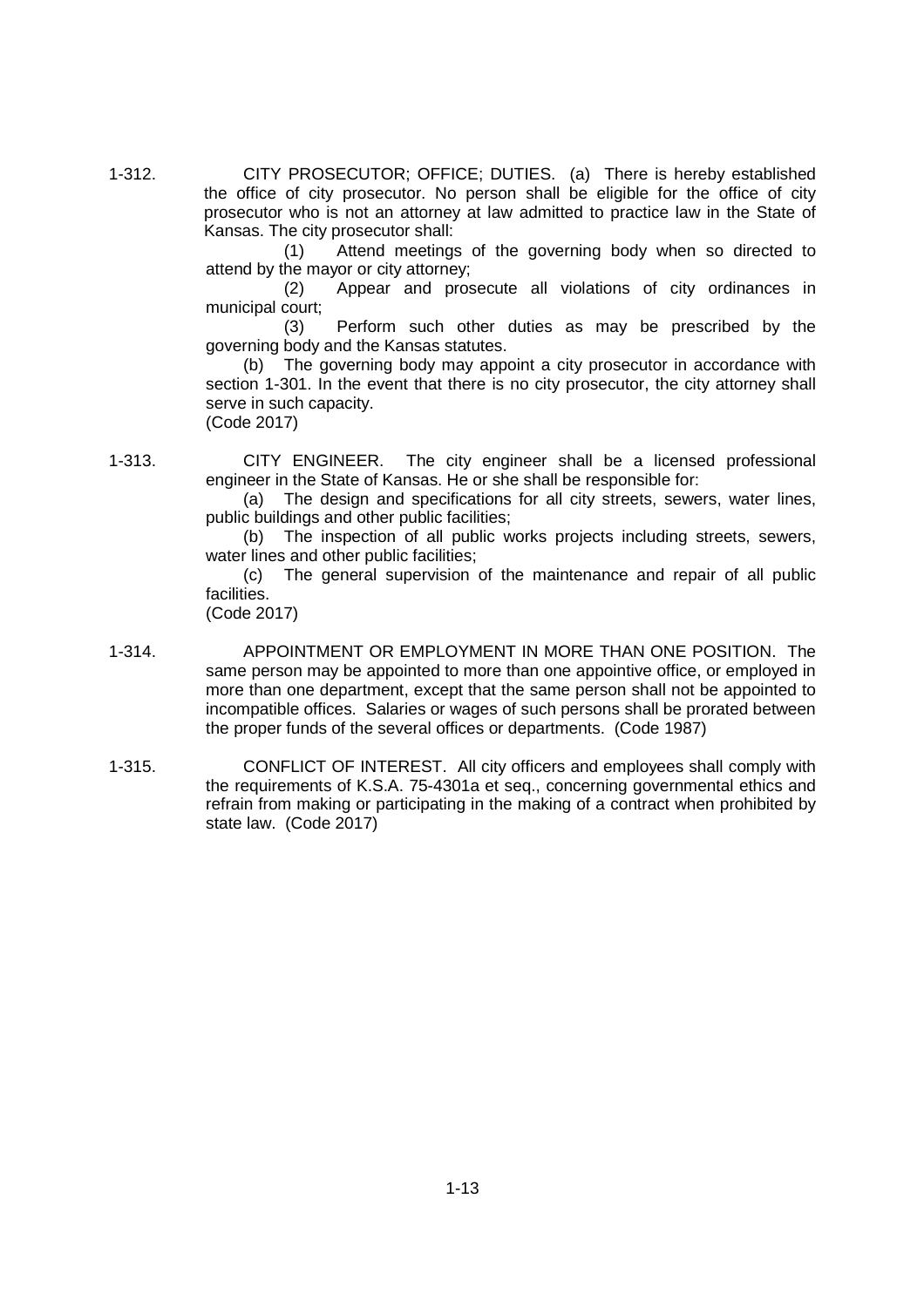1-312. CITY PROSECUTOR; OFFICE; DUTIES. (a) There is hereby established the office of city prosecutor. No person shall be eligible for the office of city prosecutor who is not an attorney at law admitted to practice law in the State of Kansas. The city prosecutor shall:

(1) Attend meetings of the governing body when so directed to attend by the mayor or city attorney;

(2) Appear and prosecute all violations of city ordinances in municipal court;

(3) Perform such other duties as may be prescribed by the governing body and the Kansas statutes.

(b) The governing body may appoint a city prosecutor in accordance with section 1-301. In the event that there is no city prosecutor, the city attorney shall serve in such capacity.
(Code 2017)

1-313. CITY ENGINEER. The city engineer shall be a licensed professional engineer in the State of Kansas. He or she shall be responsible for:

(a) The design and specifications for all city streets, sewers, water lines, public buildings and other public facilities;

(b) The inspection of all public works projects including streets, sewers, water lines and other public facilities;

(c) The general supervision of the maintenance and repair of all public facilities.
(Code 2017)

1-314. APPOINTMENT OR EMPLOYMENT IN MORE THAN ONE POSITION. The same person may be appointed to more than one appointive office, or employed in more than one department, except that the same person shall not be appointed to incompatible offices. Salaries or wages of such persons shall be prorated between the proper funds of the several offices or departments. (Code 1987)

1-315. CONFLICT OF INTEREST. All city officers and employees shall comply with the requirements of K.S.A. 75-4301a et seq., concerning governmental ethics and refrain from making or participating in the making of a contract when prohibited by state law. (Code 2017)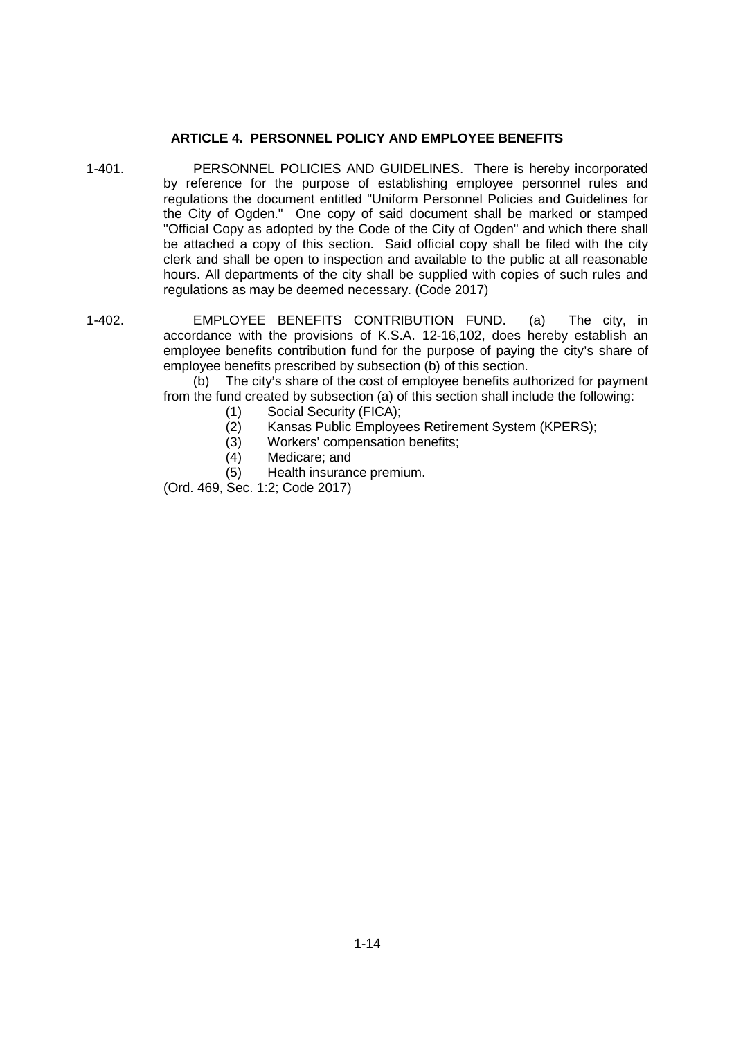## ARTICLE 4. PERSONNEL POLICY AND EMPLOYEE BENEFITS

1-401. PERSONNEL POLICIES AND GUIDELINES. There is hereby incorporated by reference for the purpose of establishing employee personnel rules and regulations the document entitled "Uniform Personnel Policies and Guidelines for the City of Ogden." One copy of said document shall be marked or stamped "Official Copy as adopted by the Code of the City of Ogden" and which there shall be attached a copy of this section. Said official copy shall be filed with the city clerk and shall be open to inspection and available to the public at all reasonable hours. All departments of the city shall be supplied with copies of such rules and regulations as may be deemed necessary. (Code 2017)

1-402. EMPLOYEE BENEFITS CONTRIBUTION FUND. (a) The city, in accordance with the provisions of K.S.A. 12-16,102, does hereby establish an employee benefits contribution fund for the purpose of paying the city's share of employee benefits prescribed by subsection (b) of this section.

(b) The city's share of the cost of employee benefits authorized for payment from the fund created by subsection (a) of this section shall include the following:

(1) Social Security (FICA);
(2) Kansas Public Employees Retirement System (KPERS);
(3) Workers' compensation benefits;
(4) Medicare; and
(5) Health insurance premium.

(Ord. 469, Sec. 1:2; Code 2017)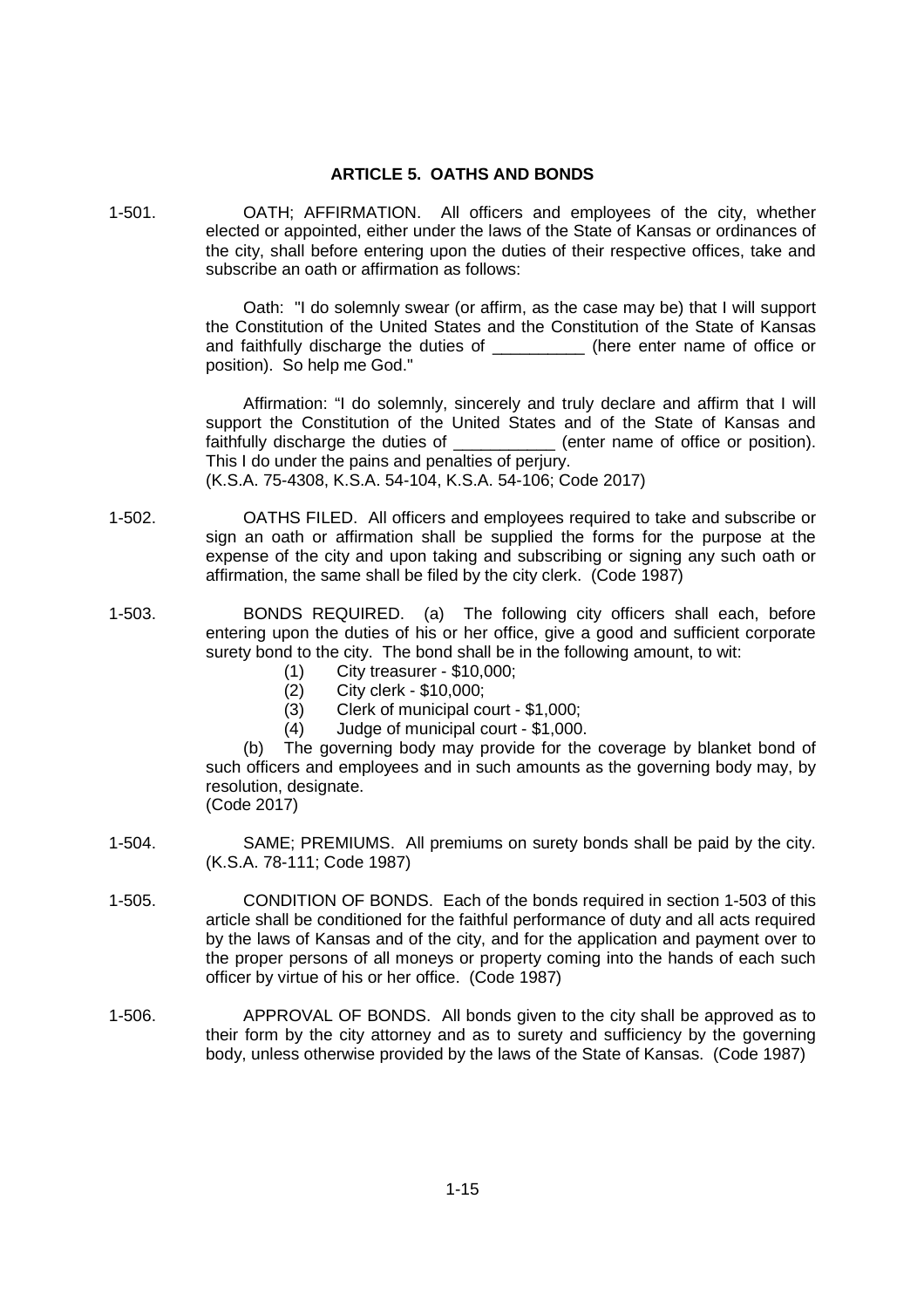## ARTICLE 5. OATHS AND BONDS

1-501. OATH; AFFIRMATION. All officers and employees of the city, whether elected or appointed, either under the laws of the State of Kansas or ordinances of the city, shall before entering upon the duties of their respective offices, take and subscribe an oath or affirmation as follows:

Oath: "I do solemnly swear (or affirm, as the case may be) that I will support the Constitution of the United States and the Constitution of the State of Kansas and faithfully discharge the duties of __________ (here enter name of office or position). So help me God."

Affirmation: "I do solemnly, sincerely and truly declare and affirm that I will support the Constitution of the United States and of the State of Kansas and faithfully discharge the duties of ___________ (enter name of office or position). This I do under the pains and penalties of perjury.
(K.S.A. 75-4308, K.S.A. 54-104, K.S.A. 54-106; Code 2017)

1-502. OATHS FILED. All officers and employees required to take and subscribe or sign an oath or affirmation shall be supplied the forms for the purpose at the expense of the city and upon taking and subscribing or signing any such oath or affirmation, the same shall be filed by the city clerk. (Code 1987)

1-503. BONDS REQUIRED. (a) The following city officers shall each, before entering upon the duties of his or her office, give a good and sufficient corporate surety bond to the city. The bond shall be in the following amount, to wit:

(1) City treasurer - $10,000;
(2) City clerk - $10,000;
(3) Clerk of municipal court - $1,000;
(4) Judge of municipal court - $1,000.

(b) The governing body may provide for the coverage by blanket bond of such officers and employees and in such amounts as the governing body may, by resolution, designate.
(Code 2017)

1-504. SAME; PREMIUMS. All premiums on surety bonds shall be paid by the city. (K.S.A. 78-111; Code 1987)

1-505. CONDITION OF BONDS. Each of the bonds required in section 1-503 of this article shall be conditioned for the faithful performance of duty and all acts required by the laws of Kansas and of the city, and for the application and payment over to the proper persons of all moneys or property coming into the hands of each such officer by virtue of his or her office. (Code 1987)

1-506. APPROVAL OF BONDS. All bonds given to the city shall be approved as to their form by the city attorney and as to surety and sufficiency by the governing body, unless otherwise provided by the laws of the State of Kansas. (Code 1987)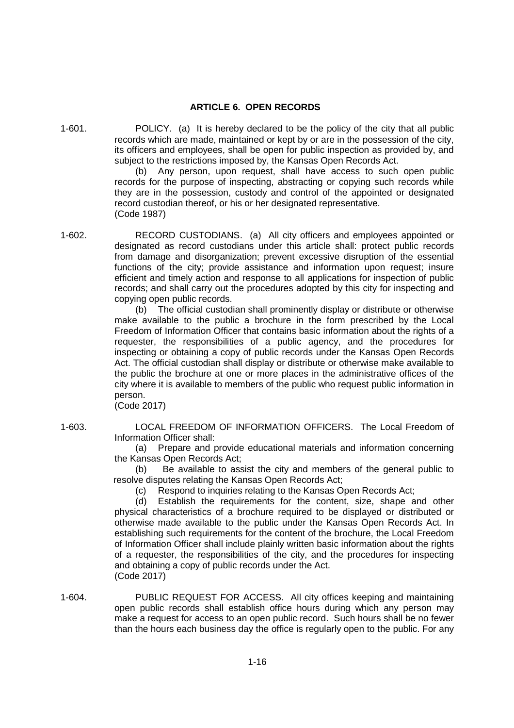## ARTICLE 6. OPEN RECORDS

1-601. POLICY. (a) It is hereby declared to be the policy of the city that all public records which are made, maintained or kept by or are in the possession of the city, its officers and employees, shall be open for public inspection as provided by, and subject to the restrictions imposed by, the Kansas Open Records Act.

(b) Any person, upon request, shall have access to such open public records for the purpose of inspecting, abstracting or copying such records while they are in the possession, custody and control of the appointed or designated record custodian thereof, or his or her designated representative.
(Code 1987)

1-602. RECORD CUSTODIANS. (a) All city officers and employees appointed or designated as record custodians under this article shall: protect public records from damage and disorganization; prevent excessive disruption of the essential functions of the city; provide assistance and information upon request; insure efficient and timely action and response to all applications for inspection of public records; and shall carry out the procedures adopted by this city for inspecting and copying open public records.

(b) The official custodian shall prominently display or distribute or otherwise make available to the public a brochure in the form prescribed by the Local Freedom of Information Officer that contains basic information about the rights of a requester, the responsibilities of a public agency, and the procedures for inspecting or obtaining a copy of public records under the Kansas Open Records Act. The official custodian shall display or distribute or otherwise make available to the public the brochure at one or more places in the administrative offices of the city where it is available to members of the public who request public information in person.
(Code 2017)

1-603. LOCAL FREEDOM OF INFORMATION OFFICERS. The Local Freedom of Information Officer shall:

(a) Prepare and provide educational materials and information concerning the Kansas Open Records Act;

(b) Be available to assist the city and members of the general public to resolve disputes relating the Kansas Open Records Act;

(c) Respond to inquiries relating to the Kansas Open Records Act;

(d) Establish the requirements for the content, size, shape and other physical characteristics of a brochure required to be displayed or distributed or otherwise made available to the public under the Kansas Open Records Act. In establishing such requirements for the content of the brochure, the Local Freedom of Information Officer shall include plainly written basic information about the rights of a requester, the responsibilities of the city, and the procedures for inspecting and obtaining a copy of public records under the Act.
(Code 2017)

1-604. PUBLIC REQUEST FOR ACCESS. All city offices keeping and maintaining open public records shall establish office hours during which any person may make a request for access to an open public record. Such hours shall be no fewer than the hours each business day the office is regularly open to the public. For any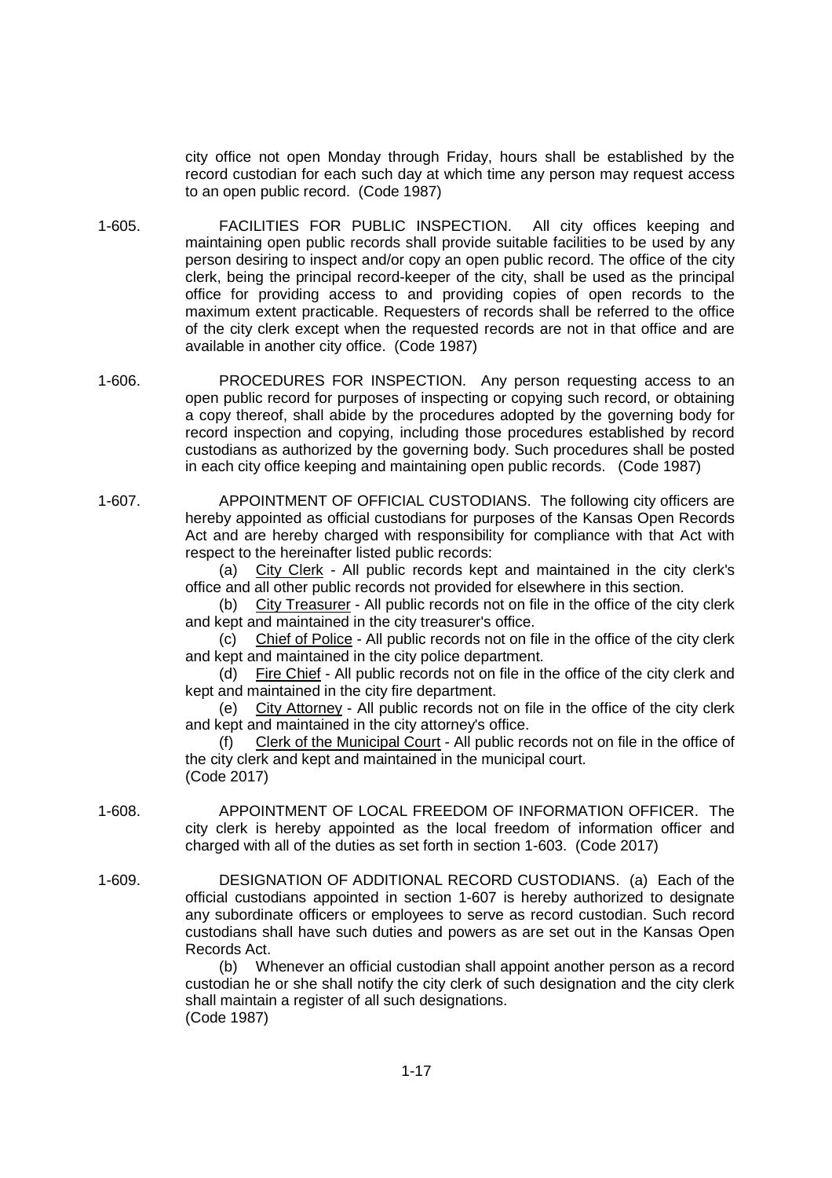city office not open Monday through Friday, hours shall be established by the record custodian for each such day at which time any person may request access to an open public record. (Code 1987)

**1-605. FACILITIES FOR PUBLIC INSPECTION.** All city offices keeping and maintaining open public records shall provide suitable facilities to be used by any person desiring to inspect and/or copy an open public record. The office of the city clerk, being the principal record-keeper of the city, shall be used as the principal office for providing access to and providing copies of open records to the maximum extent practicable. Requesters of records shall be referred to the office of the city clerk except when the requested records are not in that office and are available in another city office. (Code 1987)

**1-606. PROCEDURES FOR INSPECTION.** Any person requesting access to an open public record for purposes of inspecting or copying such record, or obtaining a copy thereof, shall abide by the procedures adopted by the governing body for record inspection and copying, including those procedures established by record custodians as authorized by the governing body. Such procedures shall be posted in each city office keeping and maintaining open public records. (Code 1987)

**1-607. APPOINTMENT OF OFFICIAL CUSTODIANS.** The following city officers are hereby appointed as official custodians for purposes of the Kansas Open Records Act and are hereby charged with responsibility for compliance with that Act with respect to the hereinafter listed public records:

(a) City Clerk - All public records kept and maintained in the city clerk's office and all other public records not provided for elsewhere in this section.

(b) City Treasurer - All public records not on file in the office of the city clerk and kept and maintained in the city treasurer's office.

(c) Chief of Police - All public records not on file in the office of the city clerk and kept and maintained in the city police department.

(d) Fire Chief - All public records not on file in the office of the city clerk and kept and maintained in the city fire department.

(e) City Attorney - All public records not on file in the office of the city clerk and kept and maintained in the city attorney's office.

(f) Clerk of the Municipal Court - All public records not on file in the office of the city clerk and kept and maintained in the municipal court.

(Code 2017)

**1-608. APPOINTMENT OF LOCAL FREEDOM OF INFORMATION OFFICER.** The city clerk is hereby appointed as the local freedom of information officer and charged with all of the duties as set forth in section 1-603. (Code 2017)

**1-609. DESIGNATION OF ADDITIONAL RECORD CUSTODIANS.** (a) Each of the official custodians appointed in section 1-607 is hereby authorized to designate any subordinate officers or employees to serve as record custodian. Such record custodians shall have such duties and powers as are set out in the Kansas Open Records Act.

(b) Whenever an official custodian shall appoint another person as a record custodian he or she shall notify the city clerk of such designation and the city clerk shall maintain a register of all such designations.

(Code 1987)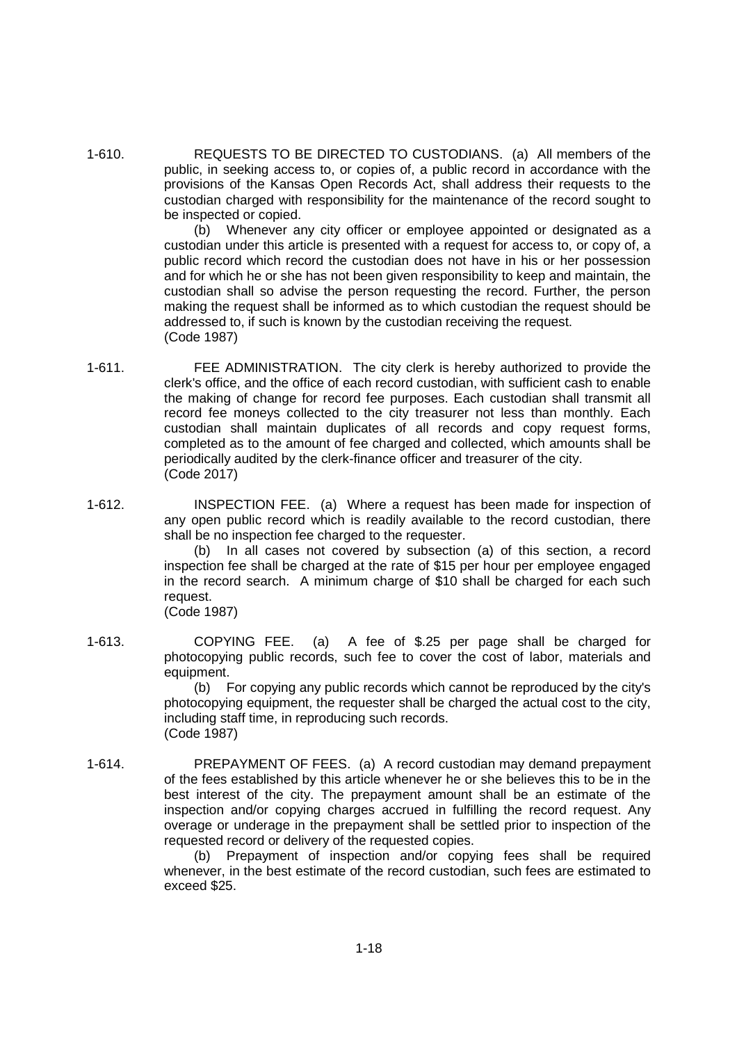1-610. REQUESTS TO BE DIRECTED TO CUSTODIANS. (a) All members of the public, in seeking access to, or copies of, a public record in accordance with the provisions of the Kansas Open Records Act, shall address their requests to the custodian charged with responsibility for the maintenance of the record sought to be inspected or copied.

(b) Whenever any city officer or employee appointed or designated as a custodian under this article is presented with a request for access to, or copy of, a public record which record the custodian does not have in his or her possession and for which he or she has not been given responsibility to keep and maintain, the custodian shall so advise the person requesting the record. Further, the person making the request shall be informed as to which custodian the request should be addressed to, if such is known by the custodian receiving the request.
(Code 1987)

1-611. FEE ADMINISTRATION. The city clerk is hereby authorized to provide the clerk's office, and the office of each record custodian, with sufficient cash to enable the making of change for record fee purposes. Each custodian shall transmit all record fee moneys collected to the city treasurer not less than monthly. Each custodian shall maintain duplicates of all records and copy request forms, completed as to the amount of fee charged and collected, which amounts shall be periodically audited by the clerk-finance officer and treasurer of the city.
(Code 2017)

1-612. INSPECTION FEE. (a) Where a request has been made for inspection of any open public record which is readily available to the record custodian, there shall be no inspection fee charged to the requester.

(b) In all cases not covered by subsection (a) of this section, a record inspection fee shall be charged at the rate of $15 per hour per employee engaged in the record search. A minimum charge of $10 shall be charged for each such request.
(Code 1987)

1-613. COPYING FEE. (a) A fee of $.25 per page shall be charged for photocopying public records, such fee to cover the cost of labor, materials and equipment.

(b) For copying any public records which cannot be reproduced by the city's photocopying equipment, the requester shall be charged the actual cost to the city, including staff time, in reproducing such records.
(Code 1987)

1-614. PREPAYMENT OF FEES. (a) A record custodian may demand prepayment of the fees established by this article whenever he or she believes this to be in the best interest of the city. The prepayment amount shall be an estimate of the inspection and/or copying charges accrued in fulfilling the record request. Any overage or underage in the prepayment shall be settled prior to inspection of the requested record or delivery of the requested copies.

(b) Prepayment of inspection and/or copying fees shall be required whenever, in the best estimate of the record custodian, such fees are estimated to exceed $25.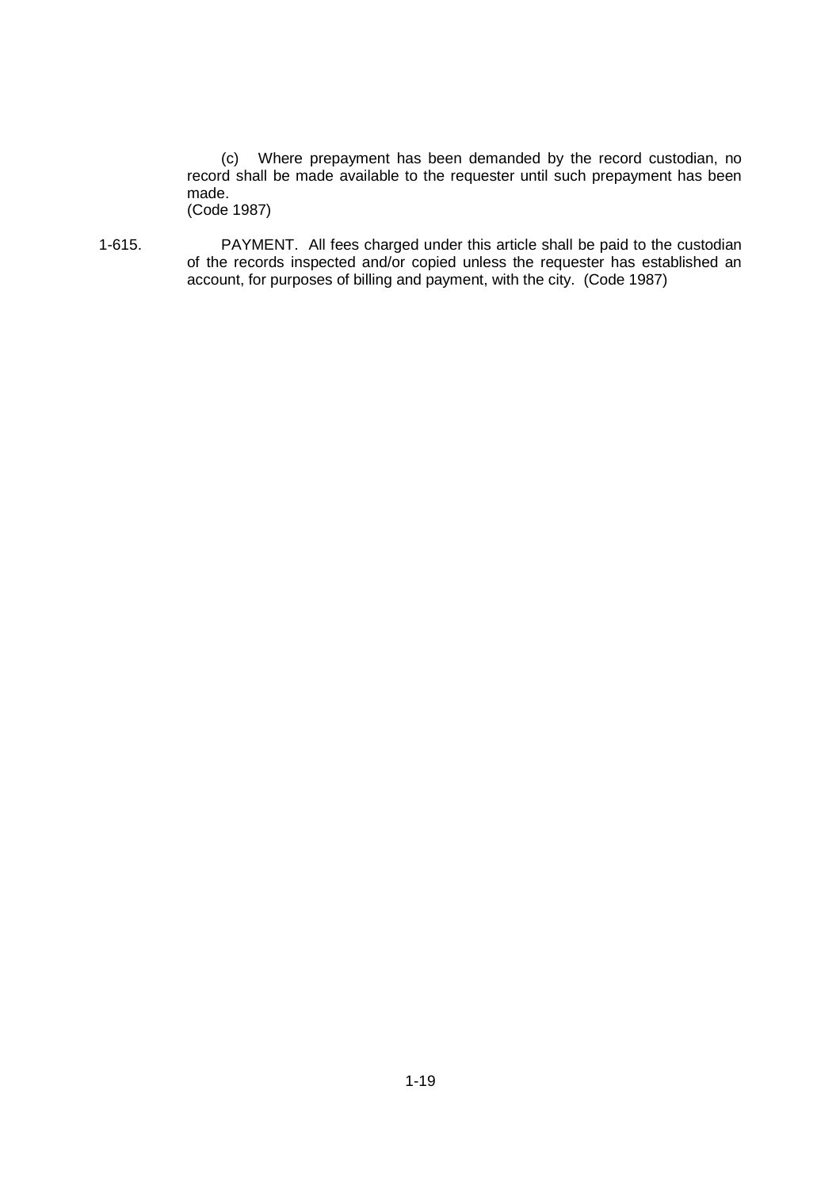(c) Where prepayment has been demanded by the record custodian, no record shall be made available to the requester until such prepayment has been made.
(Code 1987)

1-615. PAYMENT. All fees charged under this article shall be paid to the custodian of the records inspected and/or copied unless the requester has established an account, for purposes of billing and payment, with the city. (Code 1987)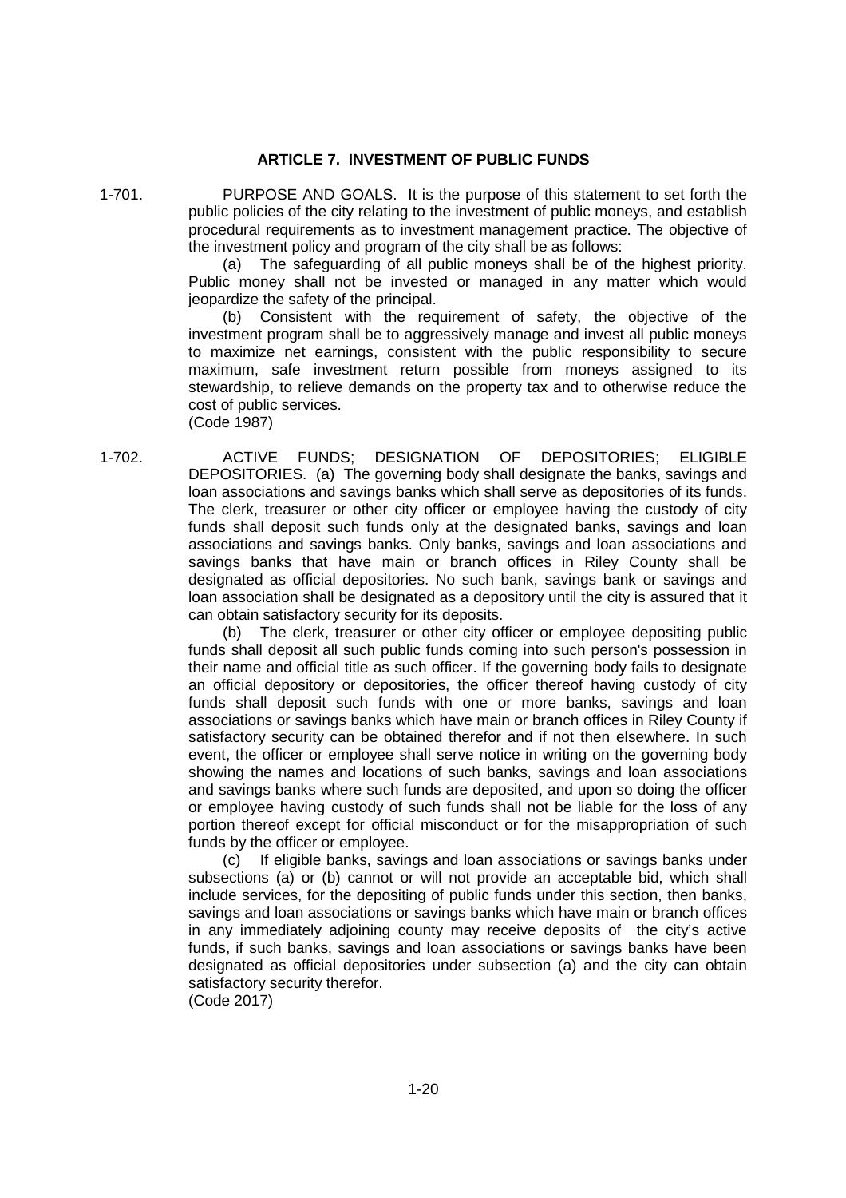## ARTICLE 7. INVESTMENT OF PUBLIC FUNDS

1-701. PURPOSE AND GOALS. It is the purpose of this statement to set forth the public policies of the city relating to the investment of public moneys, and establish procedural requirements as to investment management practice. The objective of the investment policy and program of the city shall be as follows:

(a) The safeguarding of all public moneys shall be of the highest priority. Public money shall not be invested or managed in any matter which would jeopardize the safety of the principal.

(b) Consistent with the requirement of safety, the objective of the investment program shall be to aggressively manage and invest all public moneys to maximize net earnings, consistent with the public responsibility to secure maximum, safe investment return possible from moneys assigned to its stewardship, to relieve demands on the property tax and to otherwise reduce the cost of public services.

(Code 1987)

1-702. ACTIVE FUNDS; DESIGNATION OF DEPOSITORIES; ELIGIBLE DEPOSITORIES. (a) The governing body shall designate the banks, savings and loan associations and savings banks which shall serve as depositories of its funds. The clerk, treasurer or other city officer or employee having the custody of city funds shall deposit such funds only at the designated banks, savings and loan associations and savings banks. Only banks, savings and loan associations and savings banks that have main or branch offices in Riley County shall be designated as official depositories. No such bank, savings bank or savings and loan association shall be designated as a depository until the city is assured that it can obtain satisfactory security for its deposits.

(b) The clerk, treasurer or other city officer or employee depositing public funds shall deposit all such public funds coming into such person's possession in their name and official title as such officer. If the governing body fails to designate an official depository or depositories, the officer thereof having custody of city funds shall deposit such funds with one or more banks, savings and loan associations or savings banks which have main or branch offices in Riley County if satisfactory security can be obtained therefor and if not then elsewhere. In such event, the officer or employee shall serve notice in writing on the governing body showing the names and locations of such banks, savings and loan associations and savings banks where such funds are deposited, and upon so doing the officer or employee having custody of such funds shall not be liable for the loss of any portion thereof except for official misconduct or for the misappropriation of such funds by the officer or employee.

(c) If eligible banks, savings and loan associations or savings banks under subsections (a) or (b) cannot or will not provide an acceptable bid, which shall include services, for the depositing of public funds under this section, then banks, savings and loan associations or savings banks which have main or branch offices in any immediately adjoining county may receive deposits of the city's active funds, if such banks, savings and loan associations or savings banks have been designated as official depositories under subsection (a) and the city can obtain satisfactory security therefor.

(Code 2017)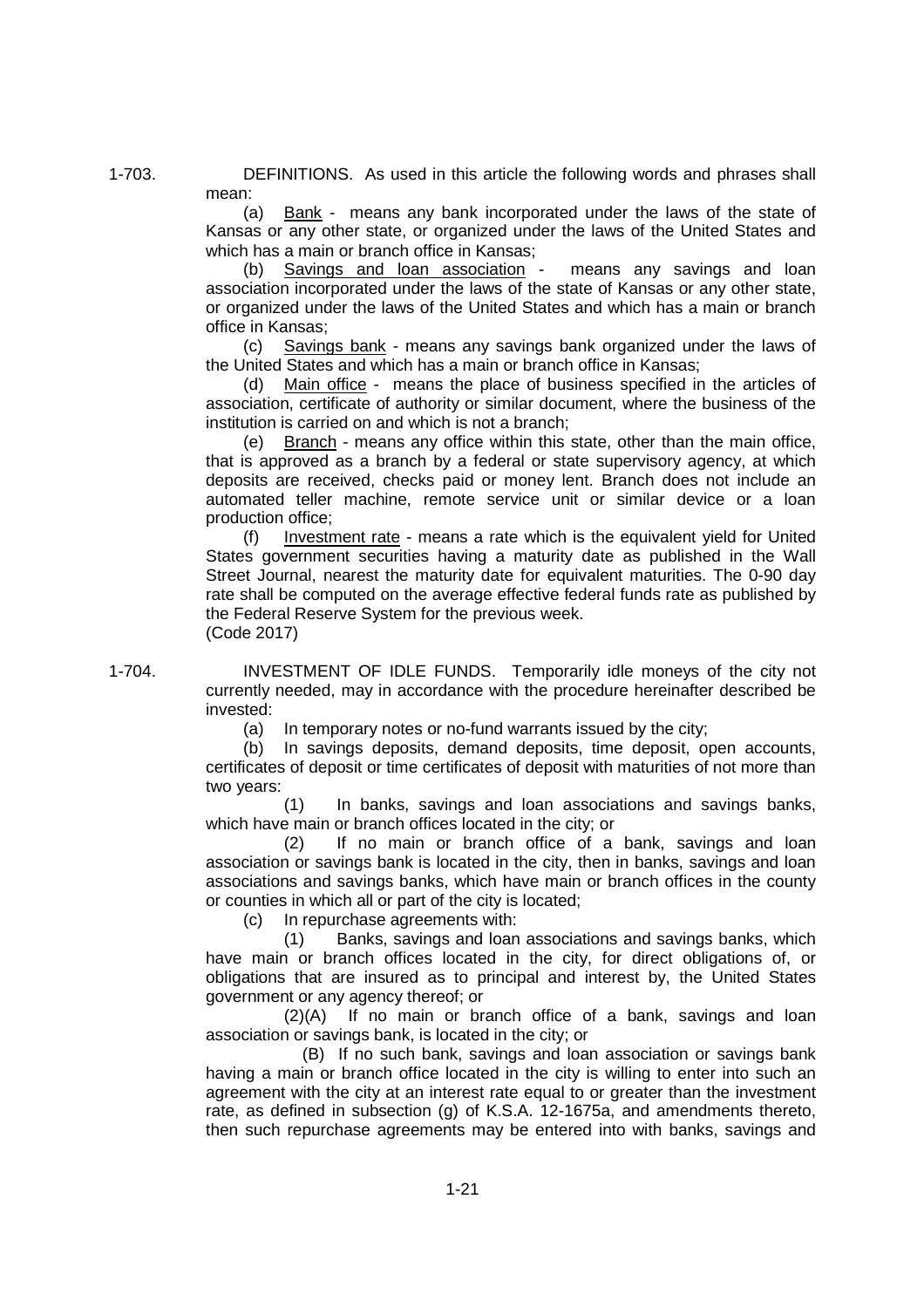1-703. DEFINITIONS. As used in this article the following words and phrases shall mean:

(a) Bank - means any bank incorporated under the laws of the state of Kansas or any other state, or organized under the laws of the United States and which has a main or branch office in Kansas;

(b) Savings and loan association - means any savings and loan association incorporated under the laws of the state of Kansas or any other state, or organized under the laws of the United States and which has a main or branch office in Kansas;

(c) Savings bank - means any savings bank organized under the laws of the United States and which has a main or branch office in Kansas;

(d) Main office - means the place of business specified in the articles of association, certificate of authority or similar document, where the business of the institution is carried on and which is not a branch;

(e) Branch - means any office within this state, other than the main office, that is approved as a branch by a federal or state supervisory agency, at which deposits are received, checks paid or money lent. Branch does not include an automated teller machine, remote service unit or similar device or a loan production office;

(f) Investment rate - means a rate which is the equivalent yield for United States government securities having a maturity date as published in the Wall Street Journal, nearest the maturity date for equivalent maturities. The 0-90 day rate shall be computed on the average effective federal funds rate as published by the Federal Reserve System for the previous week.

(Code 2017)

1-704. INVESTMENT OF IDLE FUNDS. Temporarily idle moneys of the city not currently needed, may in accordance with the procedure hereinafter described be invested:

(a) In temporary notes or no-fund warrants issued by the city;

(b) In savings deposits, demand deposits, time deposit, open accounts, certificates of deposit or time certificates of deposit with maturities of not more than two years:

(1) In banks, savings and loan associations and savings banks, which have main or branch offices located in the city; or

(2) If no main or branch office of a bank, savings and loan association or savings bank is located in the city, then in banks, savings and loan associations and savings banks, which have main or branch offices in the county or counties in which all or part of the city is located;

(c) In repurchase agreements with:

(1) Banks, savings and loan associations and savings banks, which have main or branch offices located in the city, for direct obligations of, or obligations that are insured as to principal and interest by, the United States government or any agency thereof; or

(2)(A) If no main or branch office of a bank, savings and loan association or savings bank, is located in the city; or

(B) If no such bank, savings and loan association or savings bank having a main or branch office located in the city is willing to enter into such an agreement with the city at an interest rate equal to or greater than the investment rate, as defined in subsection (g) of K.S.A. 12-1675a, and amendments thereto, then such repurchase agreements may be entered into with banks, savings and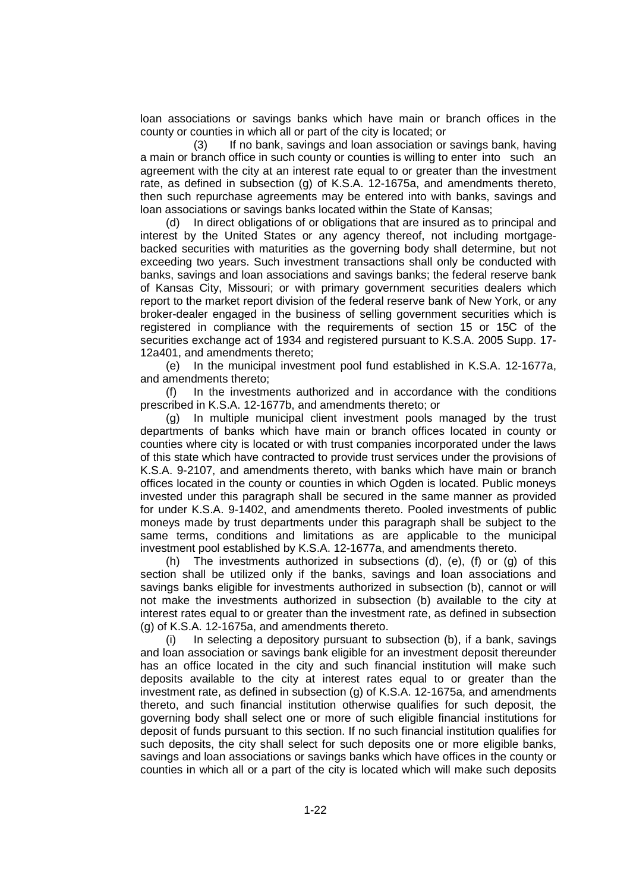loan associations or savings banks which have main or branch offices in the county or counties in which all or part of the city is located; or

(3) If no bank, savings and loan association or savings bank, having a main or branch office in such county or counties is willing to enter into such an agreement with the city at an interest rate equal to or greater than the investment rate, as defined in subsection (g) of K.S.A. 12-1675a, and amendments thereto, then such repurchase agreements may be entered into with banks, savings and loan associations or savings banks located within the State of Kansas;

(d) In direct obligations of or obligations that are insured as to principal and interest by the United States or any agency thereof, not including mortgage-backed securities with maturities as the governing body shall determine, but not exceeding two years. Such investment transactions shall only be conducted with banks, savings and loan associations and savings banks; the federal reserve bank of Kansas City, Missouri; or with primary government securities dealers which report to the market report division of the federal reserve bank of New York, or any broker-dealer engaged in the business of selling government securities which is registered in compliance with the requirements of section 15 or 15C of the securities exchange act of 1934 and registered pursuant to K.S.A. 2005 Supp. 17-12a401, and amendments thereto;

(e) In the municipal investment pool fund established in K.S.A. 12-1677a, and amendments thereto;

(f) In the investments authorized and in accordance with the conditions prescribed in K.S.A. 12-1677b, and amendments thereto; or

(g) In multiple municipal client investment pools managed by the trust departments of banks which have main or branch offices located in county or counties where city is located or with trust companies incorporated under the laws of this state which have contracted to provide trust services under the provisions of K.S.A. 9-2107, and amendments thereto, with banks which have main or branch offices located in the county or counties in which Ogden is located. Public moneys invested under this paragraph shall be secured in the same manner as provided for under K.S.A. 9-1402, and amendments thereto. Pooled investments of public moneys made by trust departments under this paragraph shall be subject to the same terms, conditions and limitations as are applicable to the municipal investment pool established by K.S.A. 12-1677a, and amendments thereto.

(h) The investments authorized in subsections (d), (e), (f) or (g) of this section shall be utilized only if the banks, savings and loan associations and savings banks eligible for investments authorized in subsection (b), cannot or will not make the investments authorized in subsection (b) available to the city at interest rates equal to or greater than the investment rate, as defined in subsection (g) of K.S.A. 12-1675a, and amendments thereto.

(i) In selecting a depository pursuant to subsection (b), if a bank, savings and loan association or savings bank eligible for an investment deposit thereunder has an office located in the city and such financial institution will make such deposits available to the city at interest rates equal to or greater than the investment rate, as defined in subsection (g) of K.S.A. 12-1675a, and amendments thereto, and such financial institution otherwise qualifies for such deposit, the governing body shall select one or more of such eligible financial institutions for deposit of funds pursuant to this section. If no such financial institution qualifies for such deposits, the city shall select for such deposits one or more eligible banks, savings and loan associations or savings banks which have offices in the county or counties in which all or a part of the city is located which will make such deposits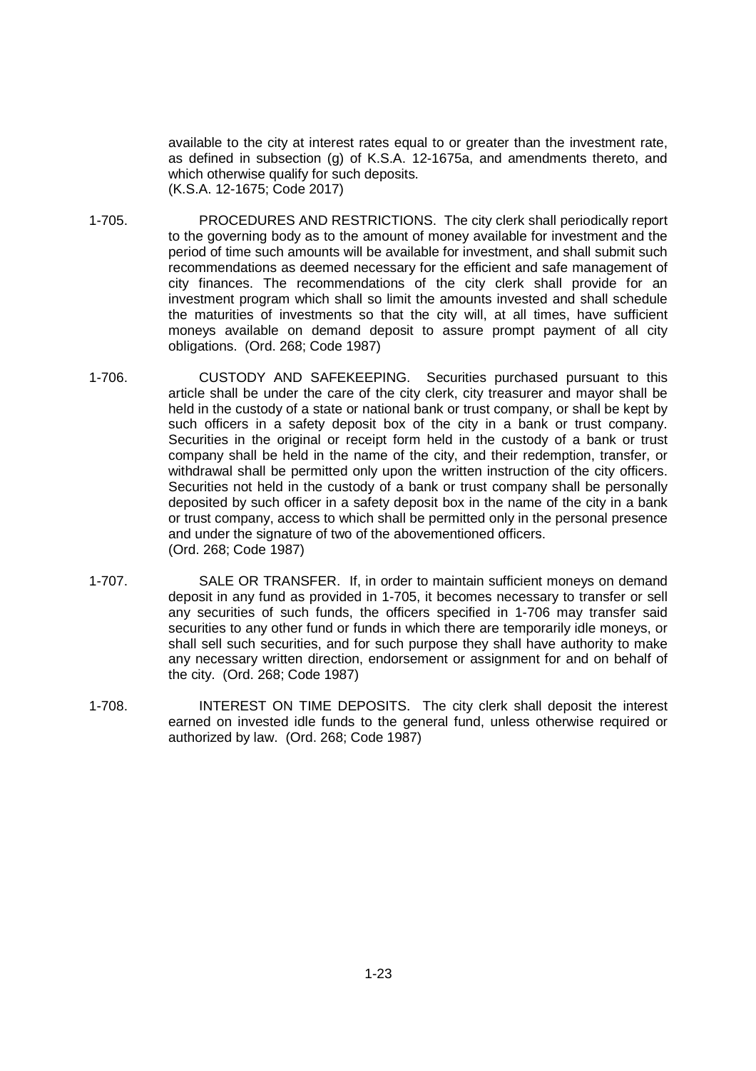available to the city at interest rates equal to or greater than the investment rate, as defined in subsection (g) of K.S.A. 12-1675a, and amendments thereto, and which otherwise qualify for such deposits.
(K.S.A. 12-1675; Code 2017)

1-705. PROCEDURES AND RESTRICTIONS. The city clerk shall periodically report to the governing body as to the amount of money available for investment and the period of time such amounts will be available for investment, and shall submit such recommendations as deemed necessary for the efficient and safe management of city finances. The recommendations of the city clerk shall provide for an investment program which shall so limit the amounts invested and shall schedule the maturities of investments so that the city will, at all times, have sufficient moneys available on demand deposit to assure prompt payment of all city obligations. (Ord. 268; Code 1987)

1-706. CUSTODY AND SAFEKEEPING. Securities purchased pursuant to this article shall be under the care of the city clerk, city treasurer and mayor shall be held in the custody of a state or national bank or trust company, or shall be kept by such officers in a safety deposit box of the city in a bank or trust company. Securities in the original or receipt form held in the custody of a bank or trust company shall be held in the name of the city, and their redemption, transfer, or withdrawal shall be permitted only upon the written instruction of the city officers. Securities not held in the custody of a bank or trust company shall be personally deposited by such officer in a safety deposit box in the name of the city in a bank or trust company, access to which shall be permitted only in the personal presence and under the signature of two of the abovementioned officers.
(Ord. 268; Code 1987)

1-707. SALE OR TRANSFER. If, in order to maintain sufficient moneys on demand deposit in any fund as provided in 1-705, it becomes necessary to transfer or sell any securities of such funds, the officers specified in 1-706 may transfer said securities to any other fund or funds in which there are temporarily idle moneys, or shall sell such securities, and for such purpose they shall have authority to make any necessary written direction, endorsement or assignment for and on behalf of the city. (Ord. 268; Code 1987)

1-708. INTEREST ON TIME DEPOSITS. The city clerk shall deposit the interest earned on invested idle funds to the general fund, unless otherwise required or authorized by law. (Ord. 268; Code 1987)